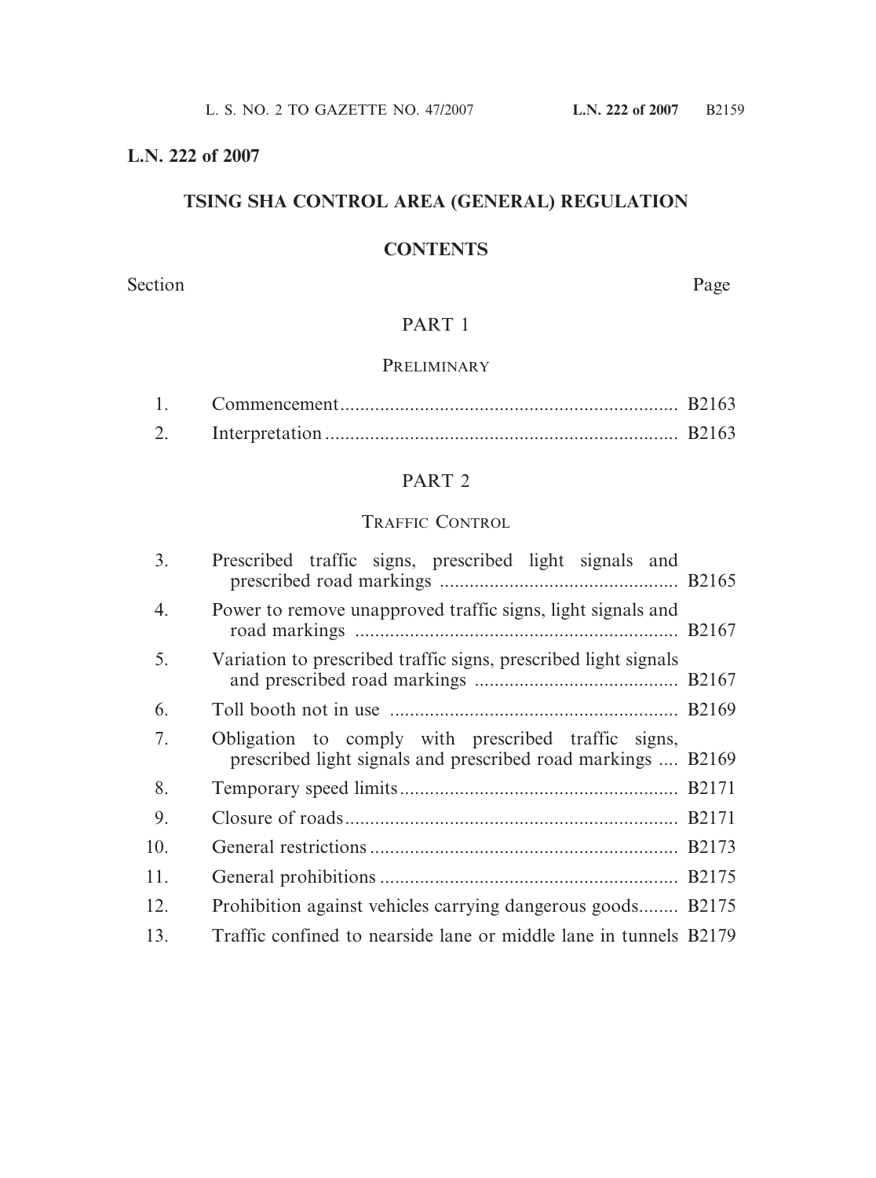**L.N. 222 of 2007**

## TSING SHA CONTROL AREA (GENERAL) REGULATION

### CONTENTS

| Section | | Page |
|---|---|---|
| | **PART 1** | |
| | **PRELIMINARY** | |
| 1. | Commencement | B2163 |
| 2. | Interpretation | B2163 |
| | **PART 2** | |
| | **TRAFFIC CONTROL** | |
| 3. | Prescribed traffic signs, prescribed light signals and prescribed road markings | B2165 |
| 4. | Power to remove unapproved traffic signs, light signals and road markings | B2167 |
| 5. | Variation to prescribed traffic signs, prescribed light signals and prescribed road markings | B2167 |
| 6. | Toll booth not in use | B2169 |
| 7. | Obligation to comply with prescribed traffic signs, prescribed light signals and prescribed road markings | B2169 |
| 8. | Temporary speed limits | B2171 |
| 9. | Closure of roads | B2171 |
| 10. | General restrictions | B2173 |
| 11. | General prohibitions | B2175 |
| 12. | Prohibition against vehicles carrying dangerous goods | B2175 |
| 13. | Traffic confined to nearside lane or middle lane in tunnels | B2179 |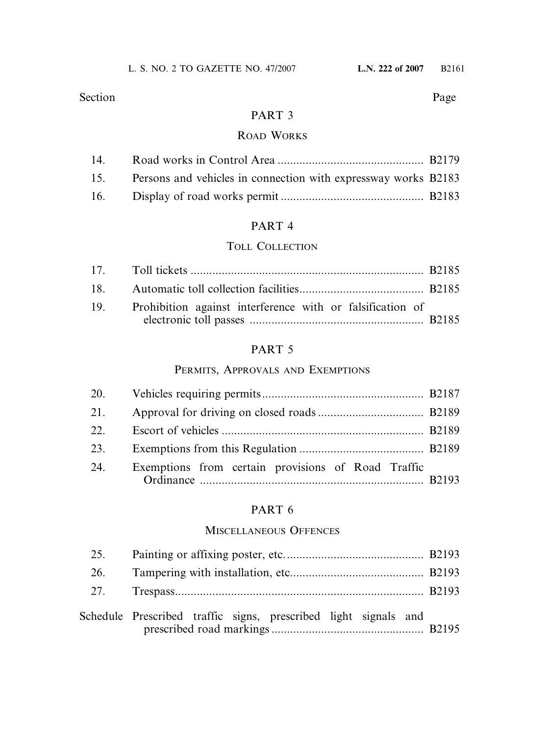| Section | | Page |
|---|---|---|

## PART 3

### ROAD WORKS

| | | |
|---|---|---|
| 14. | Road works in Control Area | B2179 |
| 15. | Persons and vehicles in connection with expressway works | B2183 |
| 16. | Display of road works permit | B2183 |

## PART 4

### TOLL COLLECTION

| | | |
|---|---|---|
| 17. | Toll tickets | B2185 |
| 18. | Automatic toll collection facilities | B2185 |
| 19. | Prohibition against interference with or falsification of electronic toll passes | B2185 |

## PART 5

### PERMITS, APPROVALS AND EXEMPTIONS

| | | |
|---|---|---|
| 20. | Vehicles requiring permits | B2187 |
| 21. | Approval for driving on closed roads | B2189 |
| 22. | Escort of vehicles | B2189 |
| 23. | Exemptions from this Regulation | B2189 |
| 24. | Exemptions from certain provisions of Road Traffic Ordinance | B2193 |

## PART 6

### MISCELLANEOUS OFFENCES

| | | |
|---|---|---|
| 25. | Painting or affixing poster, etc. | B2193 |
| 26. | Tampering with installation, etc. | B2193 |
| 27. | Trespass | B2193 |
| Schedule | Prescribed traffic signs, prescribed light signals and prescribed road markings | B2195 |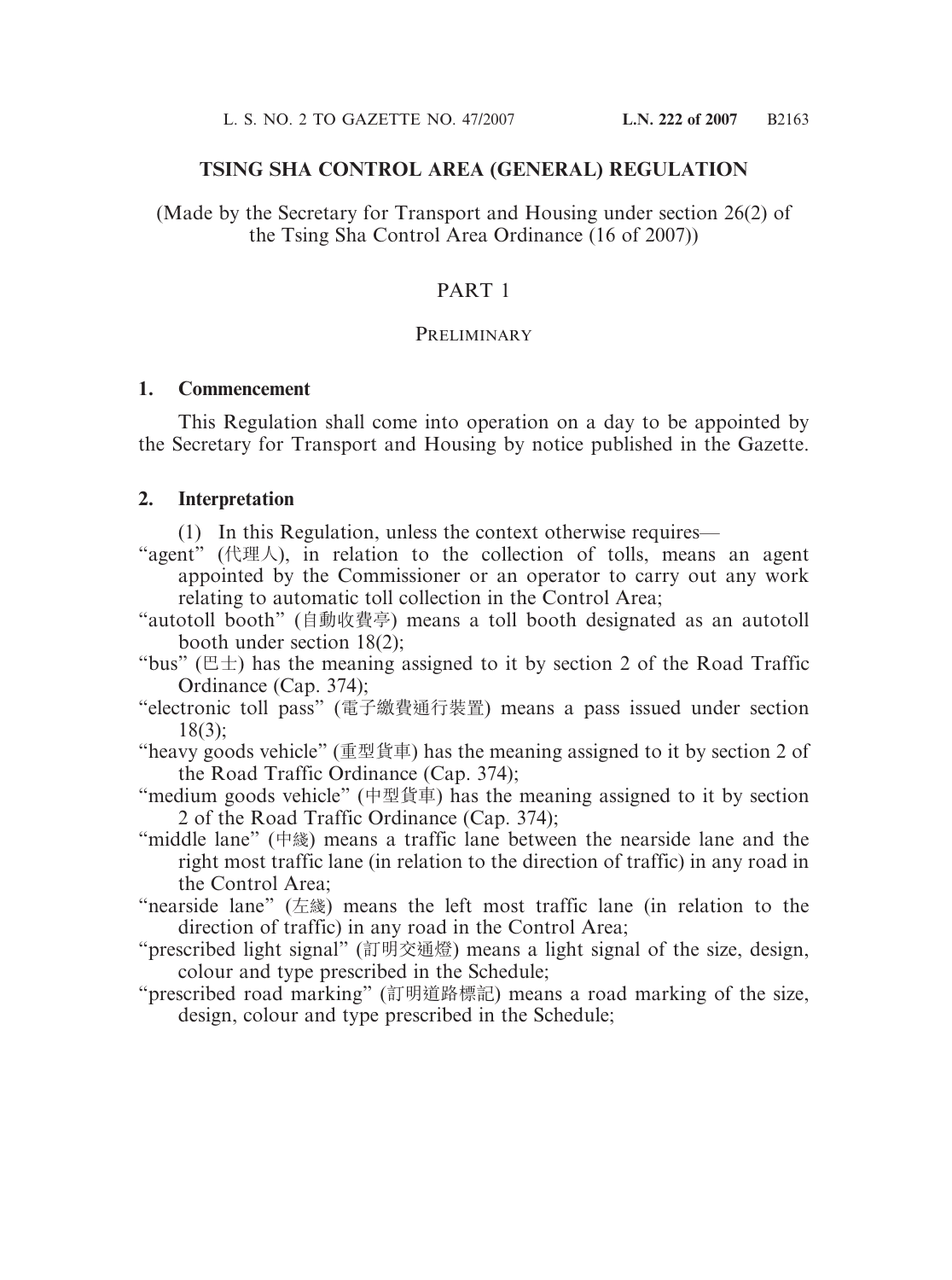# TSING SHA CONTROL AREA (GENERAL) REGULATION

(Made by the Secretary for Transport and Housing under section 26(2) of the Tsing Sha Control Area Ordinance (16 of 2007))

## PART 1

### PRELIMINARY

**1. Commencement**

This Regulation shall come into operation on a day to be appointed by the Secretary for Transport and Housing by notice published in the Gazette.

**2. Interpretation**

(1) In this Regulation, unless the context otherwise requires—

"agent" (代理人), in relation to the collection of tolls, means an agent appointed by the Commissioner or an operator to carry out any work relating to automatic toll collection in the Control Area;

"autotoll booth" (自動收費亭) means a toll booth designated as an autotoll booth under section 18(2);

"bus" (巴士) has the meaning assigned to it by section 2 of the Road Traffic Ordinance (Cap. 374);

"electronic toll pass" (電子繳費通行裝置) means a pass issued under section 18(3);

"heavy goods vehicle" (重型貨車) has the meaning assigned to it by section 2 of the Road Traffic Ordinance (Cap. 374);

"medium goods vehicle" (中型貨車) has the meaning assigned to it by section 2 of the Road Traffic Ordinance (Cap. 374);

"middle lane" (中綫) means a traffic lane between the nearside lane and the right most traffic lane (in relation to the direction of traffic) in any road in the Control Area;

"nearside lane" (左綫) means the left most traffic lane (in relation to the direction of traffic) in any road in the Control Area;

"prescribed light signal" (訂明交通燈) means a light signal of the size, design, colour and type prescribed in the Schedule;

"prescribed road marking" (訂明道路標記) means a road marking of the size, design, colour and type prescribed in the Schedule;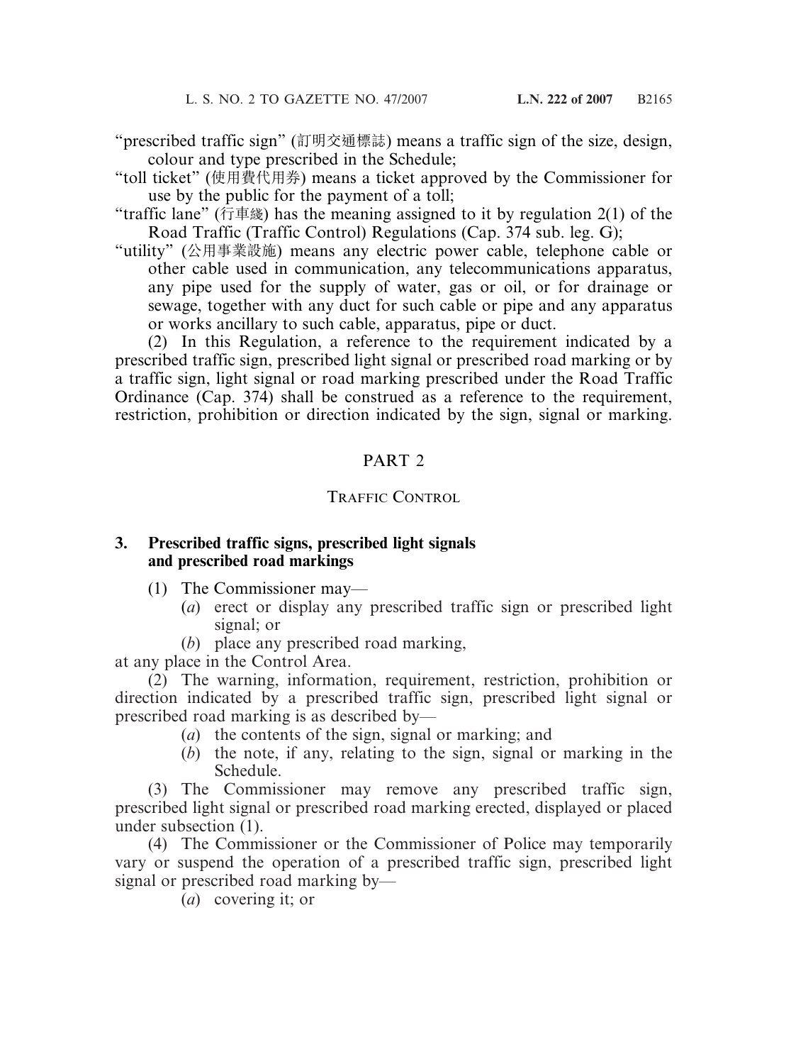"prescribed traffic sign" (訂明交通標誌) means a traffic sign of the size, design, colour and type prescribed in the Schedule;

"toll ticket" (使用費代用券) means a ticket approved by the Commissioner for use by the public for the payment of a toll;

"traffic lane" (行車綫) has the meaning assigned to it by regulation 2(1) of the Road Traffic (Traffic Control) Regulations (Cap. 374 sub. leg. G);

"utility" (公用事業設施) means any electric power cable, telephone cable or other cable used in communication, any telecommunications apparatus, any pipe used for the supply of water, gas or oil, or for drainage or sewage, together with any duct for such cable or pipe and any apparatus or works ancillary to such cable, apparatus, pipe or duct.

(2) In this Regulation, a reference to the requirement indicated by a prescribed traffic sign, prescribed light signal or prescribed road marking or by a traffic sign, light signal or road marking prescribed under the Road Traffic Ordinance (Cap. 374) shall be construed as a reference to the requirement, restriction, prohibition or direction indicated by the sign, signal or marking.

## PART 2

## TRAFFIC CONTROL

### 3. Prescribed traffic signs, prescribed light signals and prescribed road markings

(1) The Commissioner may—

(*a*) erect or display any prescribed traffic sign or prescribed light signal; or

(*b*) place any prescribed road marking,

at any place in the Control Area.

(2) The warning, information, requirement, restriction, prohibition or direction indicated by a prescribed traffic sign, prescribed light signal or prescribed road marking is as described by—

(*a*) the contents of the sign, signal or marking; and

(*b*) the note, if any, relating to the sign, signal or marking in the Schedule.

(3) The Commissioner may remove any prescribed traffic sign, prescribed light signal or prescribed road marking erected, displayed or placed under subsection (1).

(4) The Commissioner or the Commissioner of Police may temporarily vary or suspend the operation of a prescribed traffic sign, prescribed light signal or prescribed road marking by—

(*a*) covering it; or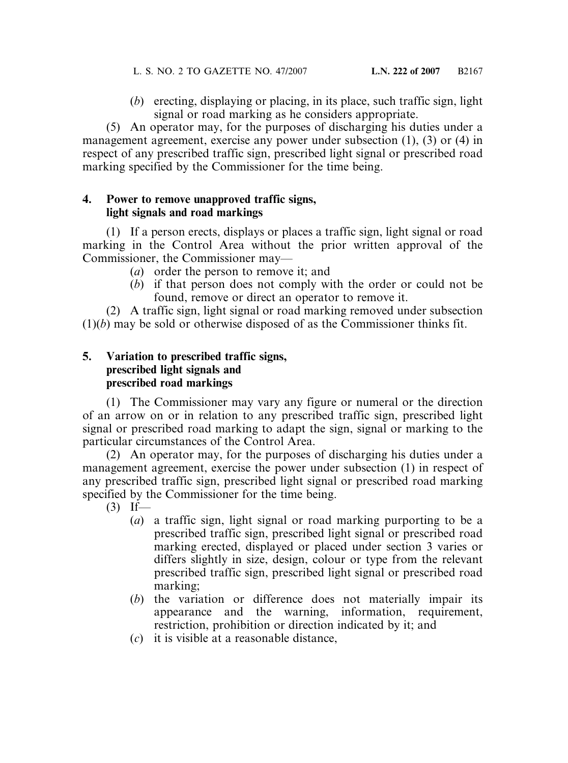(*b*) erecting, displaying or placing, in its place, such traffic sign, light signal or road marking as he considers appropriate.

(5) An operator may, for the purposes of discharging his duties under a management agreement, exercise any power under subsection (1), (3) or (4) in respect of any prescribed traffic sign, prescribed light signal or prescribed road marking specified by the Commissioner for the time being.

**4. Power to remove unapproved traffic signs, light signals and road markings**

(1) If a person erects, displays or places a traffic sign, light signal or road marking in the Control Area without the prior written approval of the Commissioner, the Commissioner may—

(*a*) order the person to remove it; and

(*b*) if that person does not comply with the order or could not be found, remove or direct an operator to remove it.

(2) A traffic sign, light signal or road marking removed under subsection (1)(*b*) may be sold or otherwise disposed of as the Commissioner thinks fit.

**5. Variation to prescribed traffic signs, prescribed light signals and prescribed road markings**

(1) The Commissioner may vary any figure or numeral or the direction of an arrow on or in relation to any prescribed traffic sign, prescribed light signal or prescribed road marking to adapt the sign, signal or marking to the particular circumstances of the Control Area.

(2) An operator may, for the purposes of discharging his duties under a management agreement, exercise the power under subsection (1) in respect of any prescribed traffic sign, prescribed light signal or prescribed road marking specified by the Commissioner for the time being.

(3) If—

(*a*) a traffic sign, light signal or road marking purporting to be a prescribed traffic sign, prescribed light signal or prescribed road marking erected, displayed or placed under section 3 varies or differs slightly in size, design, colour or type from the relevant prescribed traffic sign, prescribed light signal or prescribed road marking;

(*b*) the variation or difference does not materially impair its appearance and the warning, information, requirement, restriction, prohibition or direction indicated by it; and

(*c*) it is visible at a reasonable distance,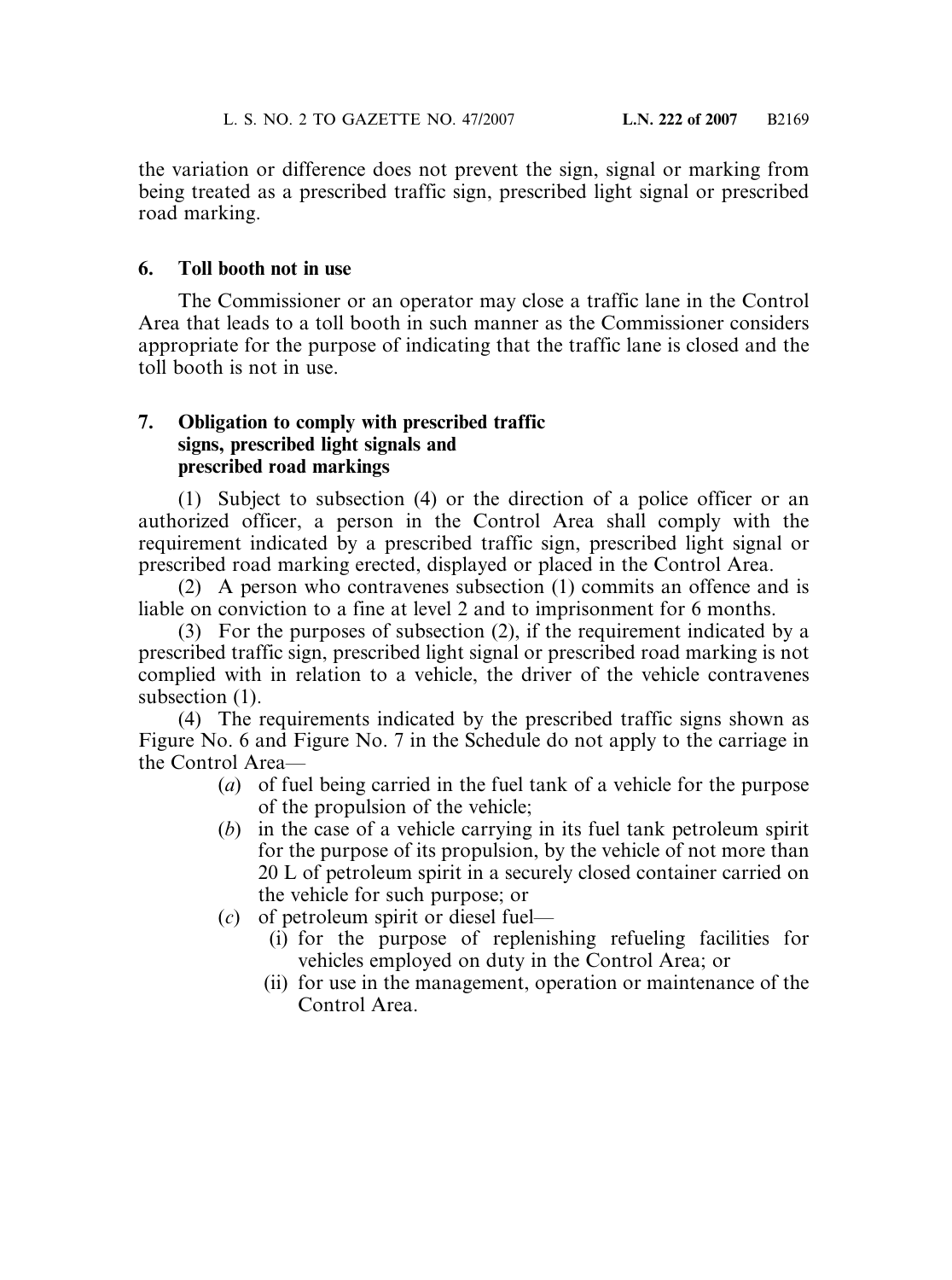the variation or difference does not prevent the sign, signal or marking from being treated as a prescribed traffic sign, prescribed light signal or prescribed road marking.

**6. Toll booth not in use**

The Commissioner or an operator may close a traffic lane in the Control Area that leads to a toll booth in such manner as the Commissioner considers appropriate for the purpose of indicating that the traffic lane is closed and the toll booth is not in use.

**7. Obligation to comply with prescribed traffic signs, prescribed light signals and prescribed road markings**

(1) Subject to subsection (4) or the direction of a police officer or an authorized officer, a person in the Control Area shall comply with the requirement indicated by a prescribed traffic sign, prescribed light signal or prescribed road marking erected, displayed or placed in the Control Area.

(2) A person who contravenes subsection (1) commits an offence and is liable on conviction to a fine at level 2 and to imprisonment for 6 months.

(3) For the purposes of subsection (2), if the requirement indicated by a prescribed traffic sign, prescribed light signal or prescribed road marking is not complied with in relation to a vehicle, the driver of the vehicle contravenes subsection (1).

(4) The requirements indicated by the prescribed traffic signs shown as Figure No. 6 and Figure No. 7 in the Schedule do not apply to the carriage in the Control Area—

(*a*) of fuel being carried in the fuel tank of a vehicle for the purpose of the propulsion of the vehicle;

(*b*) in the case of a vehicle carrying in its fuel tank petroleum spirit for the purpose of its propulsion, by the vehicle of not more than 20 L of petroleum spirit in a securely closed container carried on the vehicle for such purpose; or

(*c*) of petroleum spirit or diesel fuel—

(i) for the purpose of replenishing refueling facilities for vehicles employed on duty in the Control Area; or

(ii) for use in the management, operation or maintenance of the Control Area.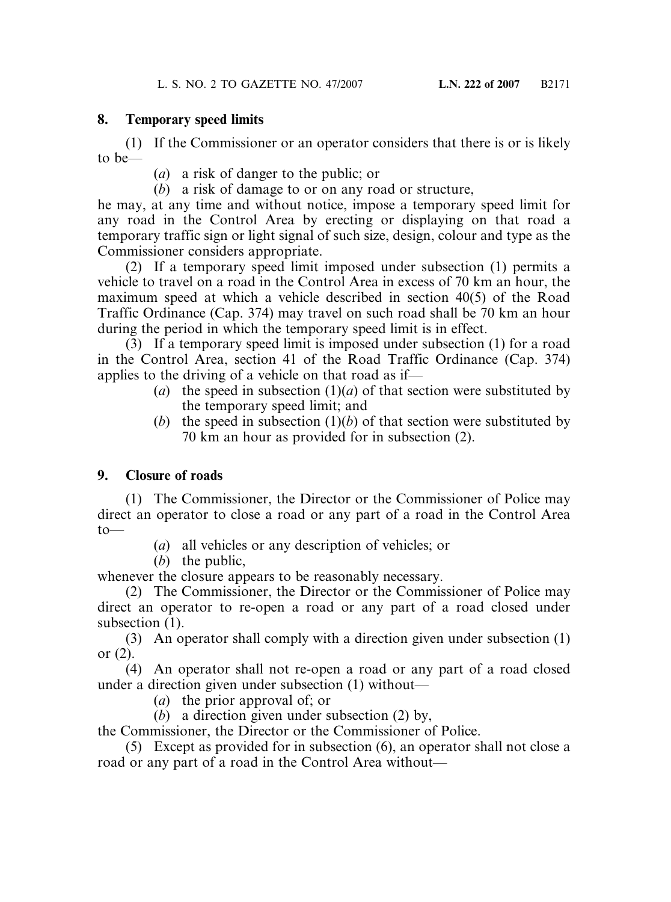## 8. Temporary speed limits

(1) If the Commissioner or an operator considers that there is or is likely to be—

(*a*) a risk of danger to the public; or

(*b*) a risk of damage to or on any road or structure,

he may, at any time and without notice, impose a temporary speed limit for any road in the Control Area by erecting or displaying on that road a temporary traffic sign or light signal of such size, design, colour and type as the Commissioner considers appropriate.

(2) If a temporary speed limit imposed under subsection (1) permits a vehicle to travel on a road in the Control Area in excess of 70 km an hour, the maximum speed at which a vehicle described in section 40(5) of the Road Traffic Ordinance (Cap. 374) may travel on such road shall be 70 km an hour during the period in which the temporary speed limit is in effect.

(3) If a temporary speed limit is imposed under subsection (1) for a road in the Control Area, section 41 of the Road Traffic Ordinance (Cap. 374) applies to the driving of a vehicle on that road as if—

(*a*) the speed in subsection (1)(*a*) of that section were substituted by the temporary speed limit; and

(*b*) the speed in subsection (1)(*b*) of that section were substituted by 70 km an hour as provided for in subsection (2).

## 9. Closure of roads

(1) The Commissioner, the Director or the Commissioner of Police may direct an operator to close a road or any part of a road in the Control Area to—

(*a*) all vehicles or any description of vehicles; or

(*b*) the public,

whenever the closure appears to be reasonably necessary.

(2) The Commissioner, the Director or the Commissioner of Police may direct an operator to re-open a road or any part of a road closed under subsection (1).

(3) An operator shall comply with a direction given under subsection (1) or (2).

(4) An operator shall not re-open a road or any part of a road closed under a direction given under subsection (1) without—

(*a*) the prior approval of; or

(*b*) a direction given under subsection (2) by,

the Commissioner, the Director or the Commissioner of Police.

(5) Except as provided for in subsection (6), an operator shall not close a road or any part of a road in the Control Area without—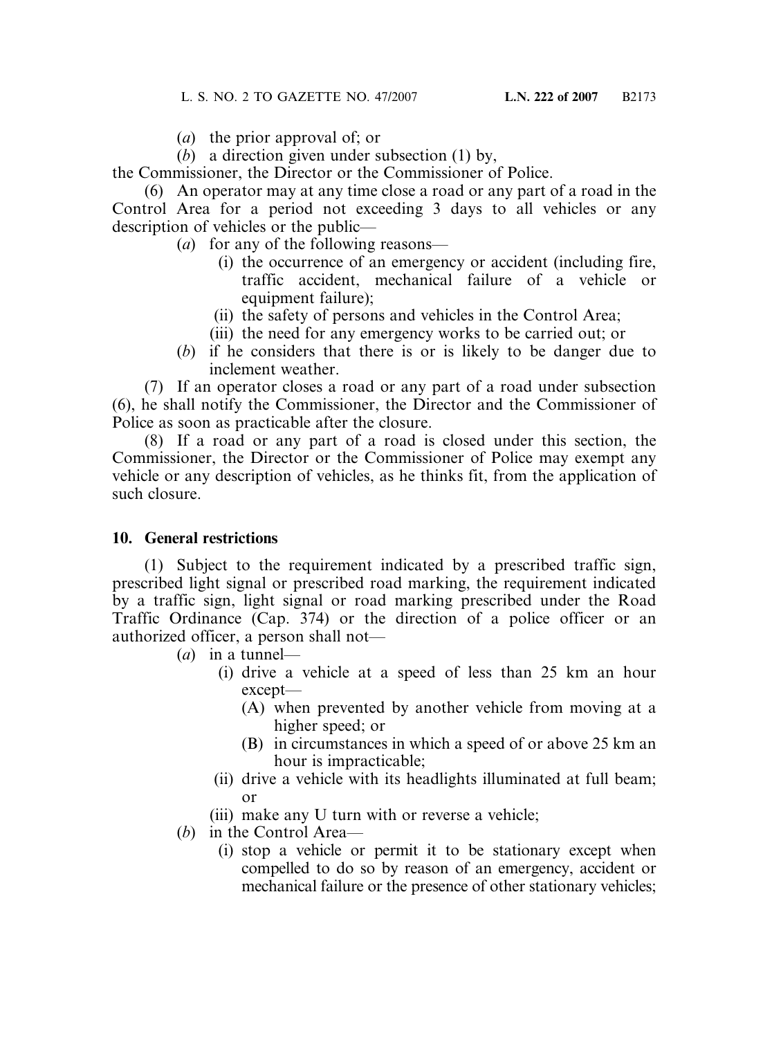(*a*) the prior approval of; or

(*b*) a direction given under subsection (1) by,

the Commissioner, the Director or the Commissioner of Police.

(6) An operator may at any time close a road or any part of a road in the Control Area for a period not exceeding 3 days to all vehicles or any description of vehicles or the public—

(*a*) for any of the following reasons—

(i) the occurrence of an emergency or accident (including fire, traffic accident, mechanical failure of a vehicle or equipment failure);

(ii) the safety of persons and vehicles in the Control Area;

(iii) the need for any emergency works to be carried out; or

(*b*) if he considers that there is or is likely to be danger due to inclement weather.

(7) If an operator closes a road or any part of a road under subsection (6), he shall notify the Commissioner, the Director and the Commissioner of Police as soon as practicable after the closure.

(8) If a road or any part of a road is closed under this section, the Commissioner, the Director or the Commissioner of Police may exempt any vehicle or any description of vehicles, as he thinks fit, from the application of such closure.

**10. General restrictions**

(1) Subject to the requirement indicated by a prescribed traffic sign, prescribed light signal or prescribed road marking, the requirement indicated by a traffic sign, light signal or road marking prescribed under the Road Traffic Ordinance (Cap. 374) or the direction of a police officer or an authorized officer, a person shall not—

(*a*) in a tunnel—

(i) drive a vehicle at a speed of less than 25 km an hour except—

(A) when prevented by another vehicle from moving at a higher speed; or

(B) in circumstances in which a speed of or above 25 km an hour is impracticable;

(ii) drive a vehicle with its headlights illuminated at full beam; or

(iii) make any U turn with or reverse a vehicle;

(*b*) in the Control Area—

(i) stop a vehicle or permit it to be stationary except when compelled to do so by reason of an emergency, accident or mechanical failure or the presence of other stationary vehicles;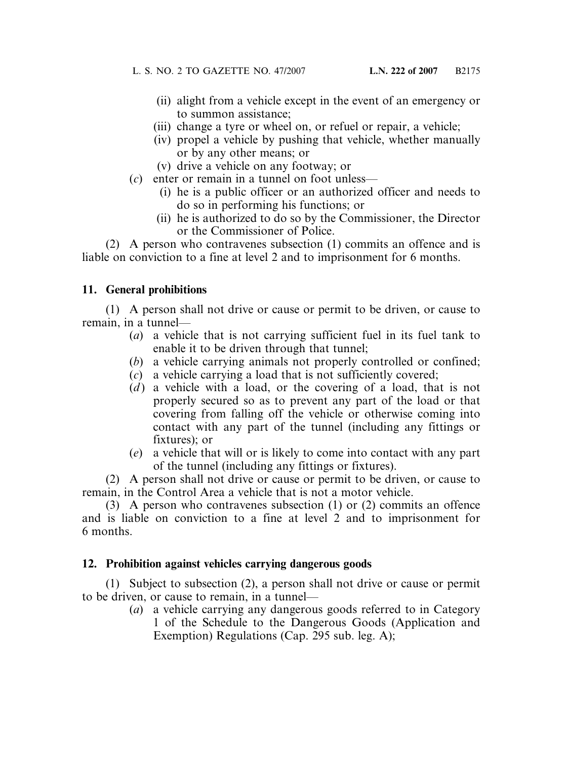(ii) alight from a vehicle except in the event of an emergency or to summon assistance;

(iii) change a tyre or wheel on, or refuel or repair, a vehicle;

(iv) propel a vehicle by pushing that vehicle, whether manually or by any other means; or

(v) drive a vehicle on any footway; or

(*c*) enter or remain in a tunnel on foot unless—

(i) he is a public officer or an authorized officer and needs to do so in performing his functions; or

(ii) he is authorized to do so by the Commissioner, the Director or the Commissioner of Police.

(2) A person who contravenes subsection (1) commits an offence and is liable on conviction to a fine at level 2 and to imprisonment for 6 months.

**11. General prohibitions**

(1) A person shall not drive or cause or permit to be driven, or cause to remain, in a tunnel—

(*a*) a vehicle that is not carrying sufficient fuel in its fuel tank to enable it to be driven through that tunnel;

(*b*) a vehicle carrying animals not properly controlled or confined;

(*c*) a vehicle carrying a load that is not sufficiently covered;

(*d*) a vehicle with a load, or the covering of a load, that is not properly secured so as to prevent any part of the load or that covering from falling off the vehicle or otherwise coming into contact with any part of the tunnel (including any fittings or fixtures); or

(*e*) a vehicle that will or is likely to come into contact with any part of the tunnel (including any fittings or fixtures).

(2) A person shall not drive or cause or permit to be driven, or cause to remain, in the Control Area a vehicle that is not a motor vehicle.

(3) A person who contravenes subsection (1) or (2) commits an offence and is liable on conviction to a fine at level 2 and to imprisonment for 6 months.

**12. Prohibition against vehicles carrying dangerous goods**

(1) Subject to subsection (2), a person shall not drive or cause or permit to be driven, or cause to remain, in a tunnel—

(*a*) a vehicle carrying any dangerous goods referred to in Category 1 of the Schedule to the Dangerous Goods (Application and Exemption) Regulations (Cap. 295 sub. leg. A);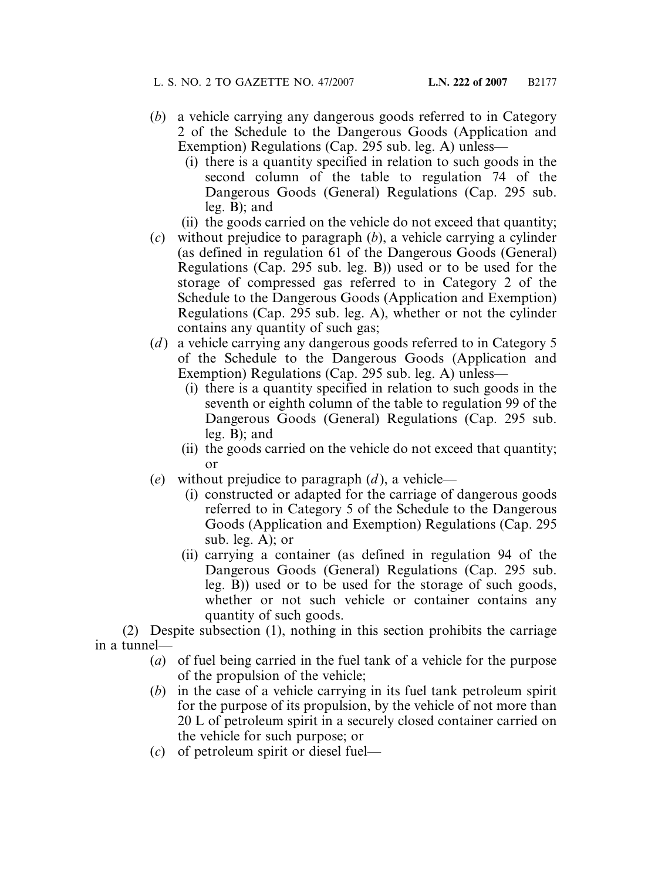(*b*) a vehicle carrying any dangerous goods referred to in Category 2 of the Schedule to the Dangerous Goods (Application and Exemption) Regulations (Cap. 295 sub. leg. A) unless—

  (i) there is a quantity specified in relation to such goods in the second column of the table to regulation 74 of the Dangerous Goods (General) Regulations (Cap. 295 sub. leg. B); and

  (ii) the goods carried on the vehicle do not exceed that quantity;

(*c*) without prejudice to paragraph (*b*), a vehicle carrying a cylinder (as defined in regulation 61 of the Dangerous Goods (General) Regulations (Cap. 295 sub. leg. B)) used or to be used for the storage of compressed gas referred to in Category 2 of the Schedule to the Dangerous Goods (Application and Exemption) Regulations (Cap. 295 sub. leg. A), whether or not the cylinder contains any quantity of such gas;

(*d*) a vehicle carrying any dangerous goods referred to in Category 5 of the Schedule to the Dangerous Goods (Application and Exemption) Regulations (Cap. 295 sub. leg. A) unless—

  (i) there is a quantity specified in relation to such goods in the seventh or eighth column of the table to regulation 99 of the Dangerous Goods (General) Regulations (Cap. 295 sub. leg. B); and

  (ii) the goods carried on the vehicle do not exceed that quantity; or

(*e*) without prejudice to paragraph (*d*), a vehicle—

  (i) constructed or adapted for the carriage of dangerous goods referred to in Category 5 of the Schedule to the Dangerous Goods (Application and Exemption) Regulations (Cap. 295 sub. leg. A); or

  (ii) carrying a container (as defined in regulation 94 of the Dangerous Goods (General) Regulations (Cap. 295 sub. leg. B)) used or to be used for the storage of such goods, whether or not such vehicle or container contains any quantity of such goods.

(2) Despite subsection (1), nothing in this section prohibits the carriage in a tunnel—

(*a*) of fuel being carried in the fuel tank of a vehicle for the purpose of the propulsion of the vehicle;

(*b*) in the case of a vehicle carrying in its fuel tank petroleum spirit for the purpose of its propulsion, by the vehicle of not more than 20 L of petroleum spirit in a securely closed container carried on the vehicle for such purpose; or

(*c*) of petroleum spirit or diesel fuel—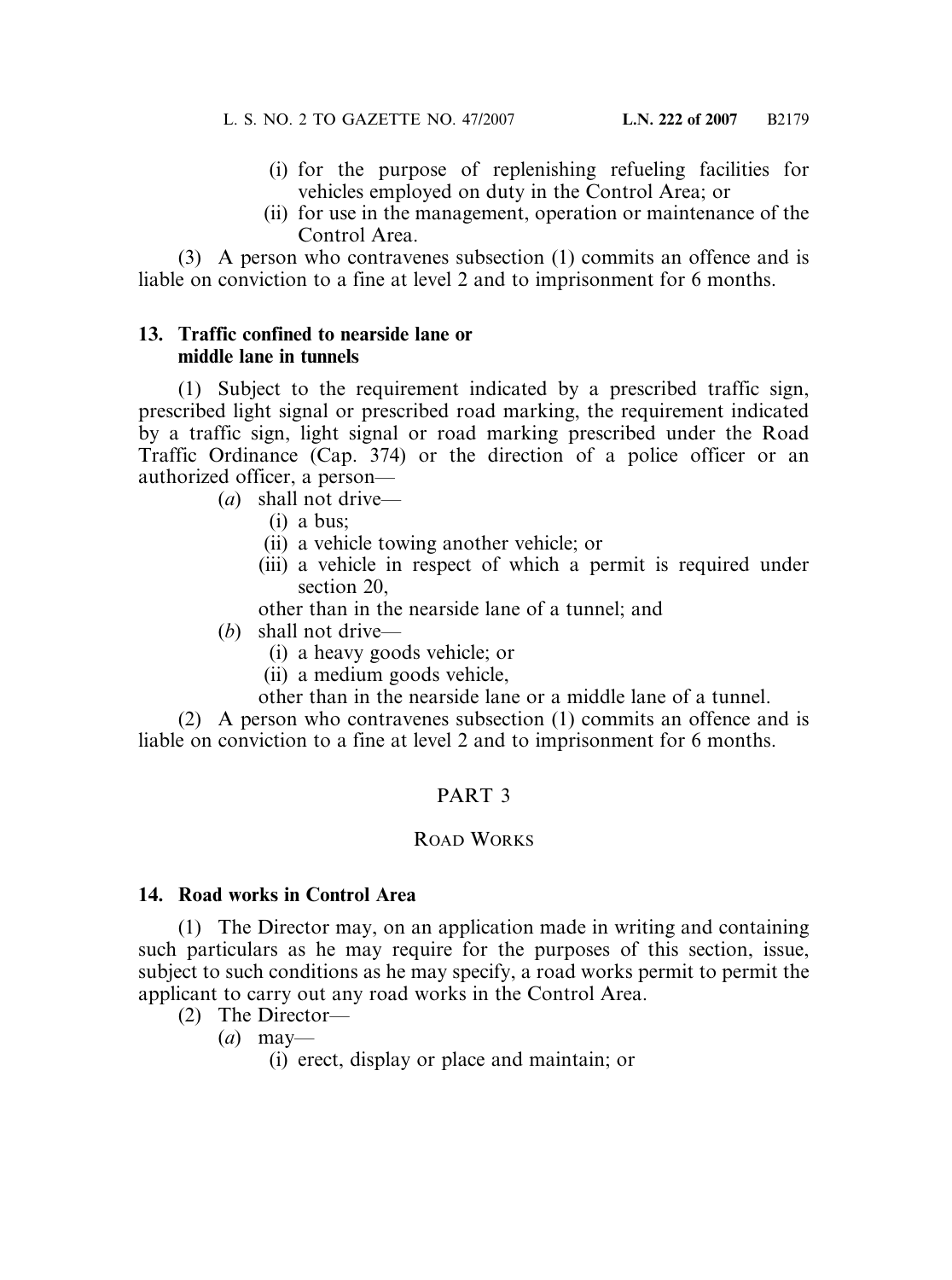(i) for the purpose of replenishing refueling facilities for vehicles employed on duty in the Control Area; or

(ii) for use in the management, operation or maintenance of the Control Area.

(3) A person who contravenes subsection (1) commits an offence and is liable on conviction to a fine at level 2 and to imprisonment for 6 months.

**13. Traffic confined to nearside lane or middle lane in tunnels**

(1) Subject to the requirement indicated by a prescribed traffic sign, prescribed light signal or prescribed road marking, the requirement indicated by a traffic sign, light signal or road marking prescribed under the Road Traffic Ordinance (Cap. 374) or the direction of a police officer or an authorized officer, a person—

(*a*) shall not drive—

(i) a bus;

(ii) a vehicle towing another vehicle; or

(iii) a vehicle in respect of which a permit is required under section 20,

other than in the nearside lane of a tunnel; and

(*b*) shall not drive—

(i) a heavy goods vehicle; or

(ii) a medium goods vehicle,

other than in the nearside lane or a middle lane of a tunnel.

(2) A person who contravenes subsection (1) commits an offence and is liable on conviction to a fine at level 2 and to imprisonment for 6 months.

## PART 3

## ROAD WORKS

**14. Road works in Control Area**

(1) The Director may, on an application made in writing and containing such particulars as he may require for the purposes of this section, issue, subject to such conditions as he may specify, a road works permit to permit the applicant to carry out any road works in the Control Area.

(2) The Director—

(*a*) may—

(i) erect, display or place and maintain; or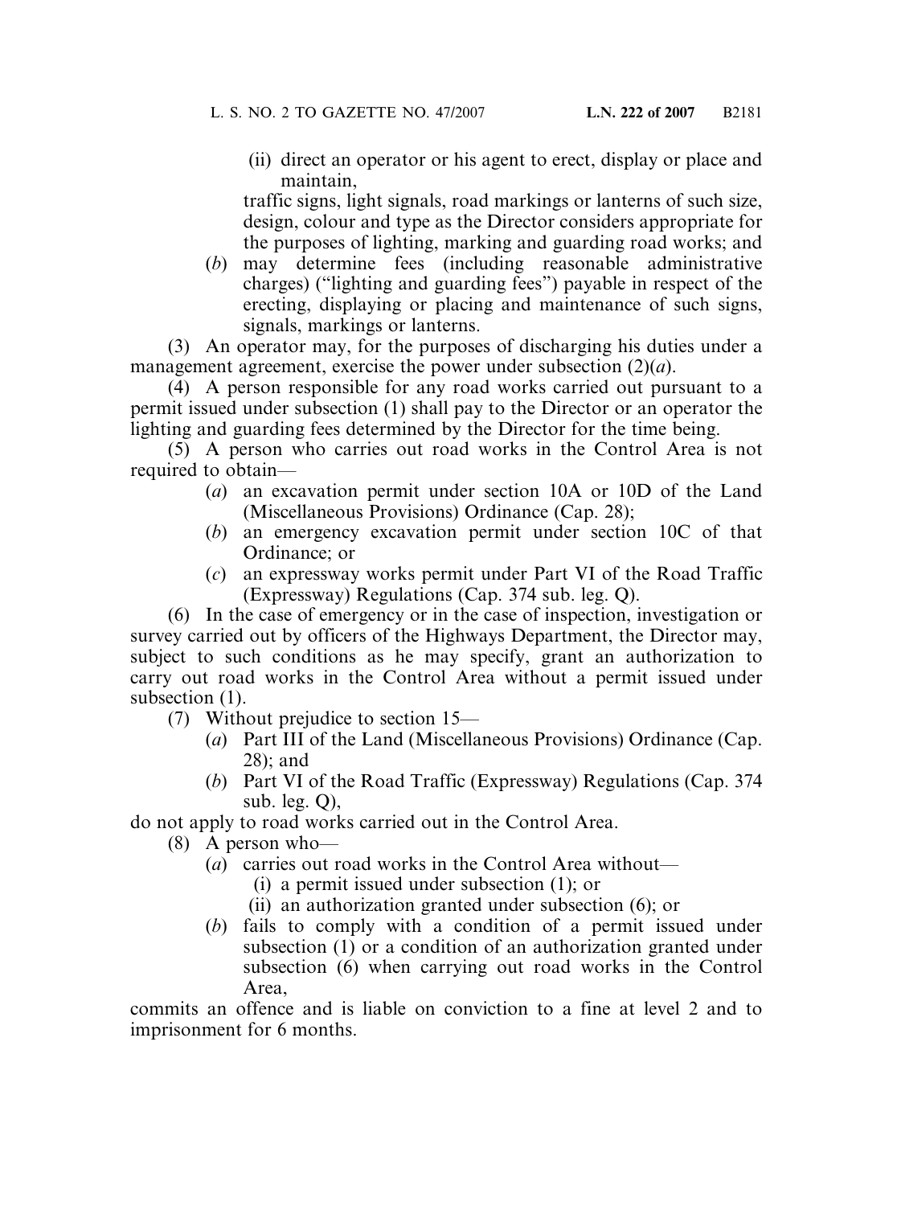(ii) direct an operator or his agent to erect, display or place and maintain,

traffic signs, light signals, road markings or lanterns of such size, design, colour and type as the Director considers appropriate for the purposes of lighting, marking and guarding road works; and

(*b*) may determine fees (including reasonable administrative charges) ("lighting and guarding fees") payable in respect of the erecting, displaying or placing and maintenance of such signs, signals, markings or lanterns.

(3) An operator may, for the purposes of discharging his duties under a management agreement, exercise the power under subsection (2)(*a*).

(4) A person responsible for any road works carried out pursuant to a permit issued under subsection (1) shall pay to the Director or an operator the lighting and guarding fees determined by the Director for the time being.

(5) A person who carries out road works in the Control Area is not required to obtain—

(*a*) an excavation permit under section 10A or 10D of the Land (Miscellaneous Provisions) Ordinance (Cap. 28);

(*b*) an emergency excavation permit under section 10C of that Ordinance; or

(*c*) an expressway works permit under Part VI of the Road Traffic (Expressway) Regulations (Cap. 374 sub. leg. Q).

(6) In the case of emergency or in the case of inspection, investigation or survey carried out by officers of the Highways Department, the Director may, subject to such conditions as he may specify, grant an authorization to carry out road works in the Control Area without a permit issued under subsection (1).

(7) Without prejudice to section 15—

(*a*) Part III of the Land (Miscellaneous Provisions) Ordinance (Cap. 28); and

(*b*) Part VI of the Road Traffic (Expressway) Regulations (Cap. 374 sub. leg. Q),

do not apply to road works carried out in the Control Area.

(8) A person who—

(*a*) carries out road works in the Control Area without—

(i) a permit issued under subsection (1); or

(ii) an authorization granted under subsection (6); or

(*b*) fails to comply with a condition of a permit issued under subsection (1) or a condition of an authorization granted under subsection (6) when carrying out road works in the Control Area,

commits an offence and is liable on conviction to a fine at level 2 and to imprisonment for 6 months.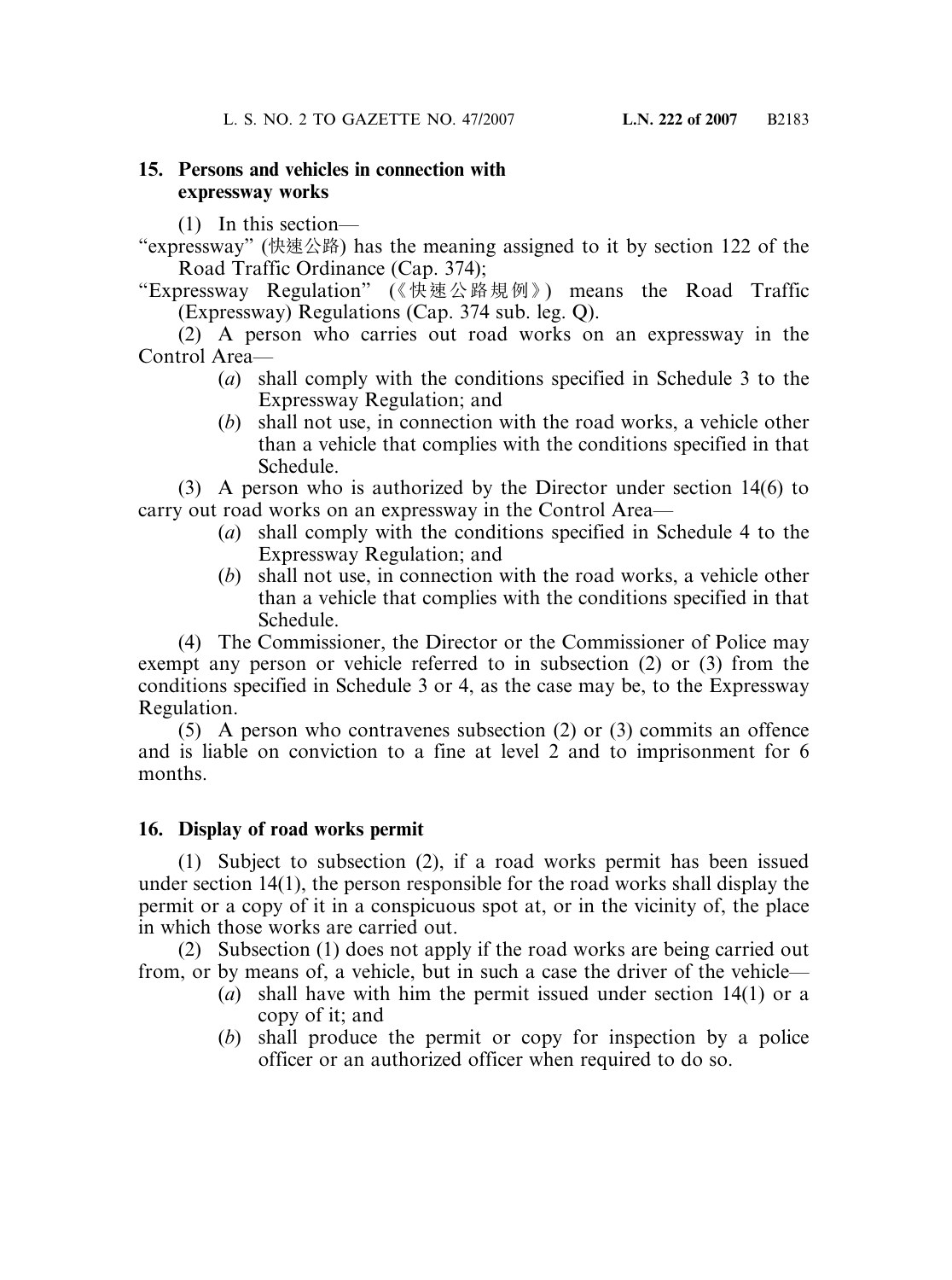**15. Persons and vehicles in connection with expressway works**

(1) In this section—

"expressway" (快速公路) has the meaning assigned to it by section 122 of the Road Traffic Ordinance (Cap. 374);

"Expressway Regulation" (《快速公路規例》) means the Road Traffic (Expressway) Regulations (Cap. 374 sub. leg. Q).

(2) A person who carries out road works on an expressway in the Control Area—

(*a*) shall comply with the conditions specified in Schedule 3 to the Expressway Regulation; and

(*b*) shall not use, in connection with the road works, a vehicle other than a vehicle that complies with the conditions specified in that Schedule.

(3) A person who is authorized by the Director under section 14(6) to carry out road works on an expressway in the Control Area—

(*a*) shall comply with the conditions specified in Schedule 4 to the Expressway Regulation; and

(*b*) shall not use, in connection with the road works, a vehicle other than a vehicle that complies with the conditions specified in that Schedule.

(4) The Commissioner, the Director or the Commissioner of Police may exempt any person or vehicle referred to in subsection (2) or (3) from the conditions specified in Schedule 3 or 4, as the case may be, to the Expressway Regulation.

(5) A person who contravenes subsection (2) or (3) commits an offence and is liable on conviction to a fine at level 2 and to imprisonment for 6 months.

**16. Display of road works permit**

(1) Subject to subsection (2), if a road works permit has been issued under section 14(1), the person responsible for the road works shall display the permit or a copy of it in a conspicuous spot at, or in the vicinity of, the place in which those works are carried out.

(2) Subsection (1) does not apply if the road works are being carried out from, or by means of, a vehicle, but in such a case the driver of the vehicle—

(*a*) shall have with him the permit issued under section 14(1) or a copy of it; and

(*b*) shall produce the permit or copy for inspection by a police officer or an authorized officer when required to do so.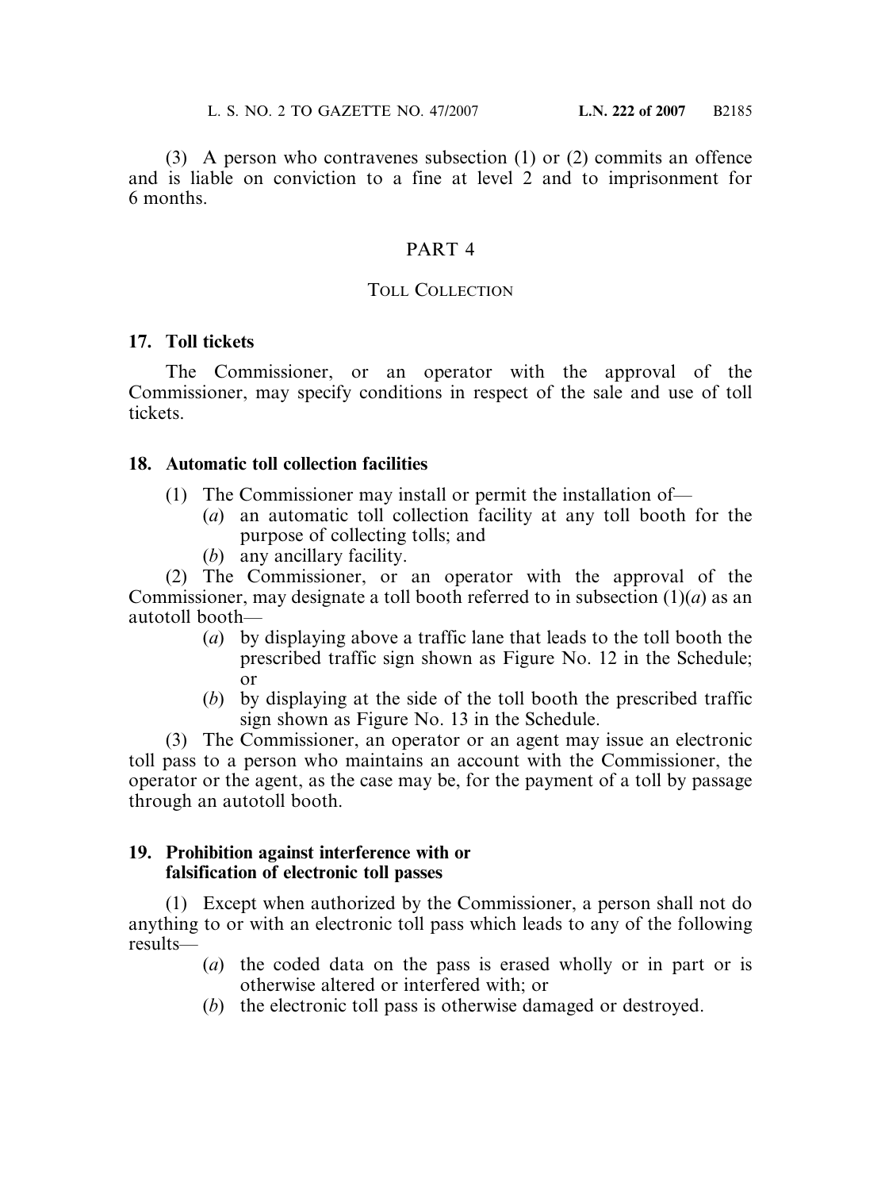(3) A person who contravenes subsection (1) or (2) commits an offence and is liable on conviction to a fine at level 2 and to imprisonment for 6 months.

## PART 4

## TOLL COLLECTION

### 17. Toll tickets

The Commissioner, or an operator with the approval of the Commissioner, may specify conditions in respect of the sale and use of toll tickets.

### 18. Automatic toll collection facilities

(1) The Commissioner may install or permit the installation of—

(*a*) an automatic toll collection facility at any toll booth for the purpose of collecting tolls; and

(*b*) any ancillary facility.

(2) The Commissioner, or an operator with the approval of the Commissioner, may designate a toll booth referred to in subsection (1)(*a*) as an autotoll booth—

(*a*) by displaying above a traffic lane that leads to the toll booth the prescribed traffic sign shown as Figure No. 12 in the Schedule; or

(*b*) by displaying at the side of the toll booth the prescribed traffic sign shown as Figure No. 13 in the Schedule.

(3) The Commissioner, an operator or an agent may issue an electronic toll pass to a person who maintains an account with the Commissioner, the operator or the agent, as the case may be, for the payment of a toll by passage through an autotoll booth.

### 19. Prohibition against interference with or falsification of electronic toll passes

(1) Except when authorized by the Commissioner, a person shall not do anything to or with an electronic toll pass which leads to any of the following results—

(*a*) the coded data on the pass is erased wholly or in part or is otherwise altered or interfered with; or

(*b*) the electronic toll pass is otherwise damaged or destroyed.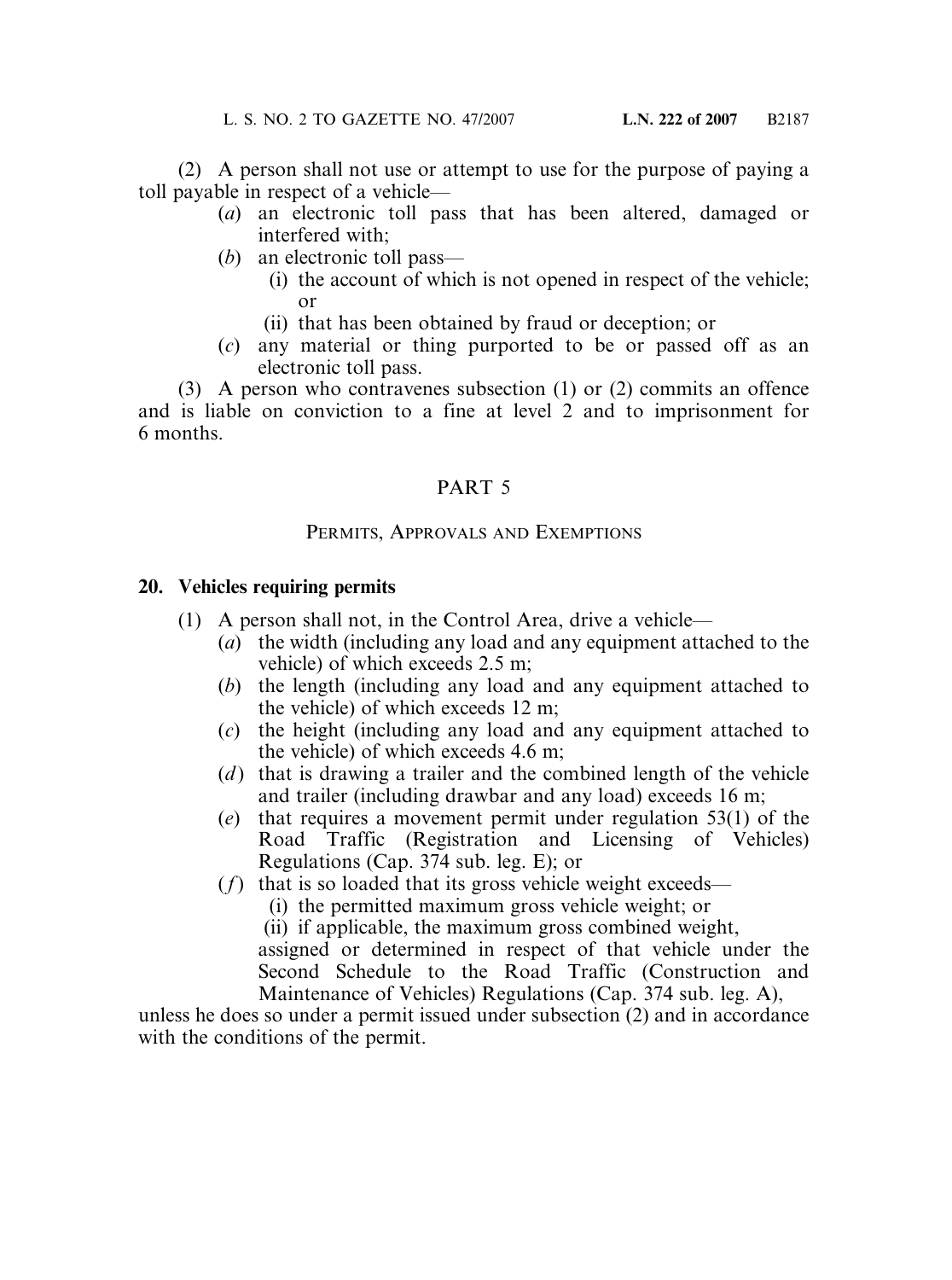(2) A person shall not use or attempt to use for the purpose of paying a toll payable in respect of a vehicle—

- (*a*) an electronic toll pass that has been altered, damaged or interfered with;
- (*b*) an electronic toll pass—
  - (i) the account of which is not opened in respect of the vehicle; or
  - (ii) that has been obtained by fraud or deception; or
- (*c*) any material or thing purported to be or passed off as an electronic toll pass.

(3) A person who contravenes subsection (1) or (2) commits an offence and is liable on conviction to a fine at level 2 and to imprisonment for 6 months.

## PART 5

## PERMITS, APPROVALS AND EXEMPTIONS

### 20. Vehicles requiring permits

(1) A person shall not, in the Control Area, drive a vehicle—

- (*a*) the width (including any load and any equipment attached to the vehicle) of which exceeds 2.5 m;
- (*b*) the length (including any load and any equipment attached to the vehicle) of which exceeds 12 m;
- (*c*) the height (including any load and any equipment attached to the vehicle) of which exceeds 4.6 m;
- (*d*) that is drawing a trailer and the combined length of the vehicle and trailer (including drawbar and any load) exceeds 16 m;
- (*e*) that requires a movement permit under regulation 53(1) of the Road Traffic (Registration and Licensing of Vehicles) Regulations (Cap. 374 sub. leg. E); or
- (*f*) that is so loaded that its gross vehicle weight exceeds—
  - (i) the permitted maximum gross vehicle weight; or
  - (ii) if applicable, the maximum gross combined weight,

  assigned or determined in respect of that vehicle under the Second Schedule to the Road Traffic (Construction and Maintenance of Vehicles) Regulations (Cap. 374 sub. leg. A),

unless he does so under a permit issued under subsection (2) and in accordance with the conditions of the permit.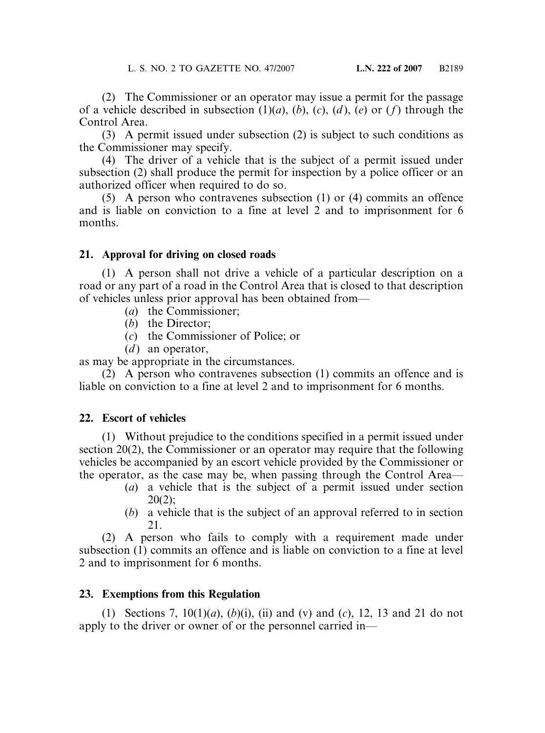(2) The Commissioner or an operator may issue a permit for the passage of a vehicle described in subsection (1)(*a*), (*b*), (*c*), (*d*), (*e*) or (*f*) through the Control Area.

(3) A permit issued under subsection (2) is subject to such conditions as the Commissioner may specify.

(4) The driver of a vehicle that is the subject of a permit issued under subsection (2) shall produce the permit for inspection by a police officer or an authorized officer when required to do so.

(5) A person who contravenes subsection (1) or (4) commits an offence and is liable on conviction to a fine at level 2 and to imprisonment for 6 months.

**21. Approval for driving on closed roads**

(1) A person shall not drive a vehicle of a particular description on a road or any part of a road in the Control Area that is closed to that description of vehicles unless prior approval has been obtained from—

(*a*) the Commissioner;

(*b*) the Director;

(*c*) the Commissioner of Police; or

(*d*) an operator,

as may be appropriate in the circumstances.

(2) A person who contravenes subsection (1) commits an offence and is liable on conviction to a fine at level 2 and to imprisonment for 6 months.

**22. Escort of vehicles**

(1) Without prejudice to the conditions specified in a permit issued under section 20(2), the Commissioner or an operator may require that the following vehicles be accompanied by an escort vehicle provided by the Commissioner or the operator, as the case may be, when passing through the Control Area—

(*a*) a vehicle that is the subject of a permit issued under section 20(2);

(*b*) a vehicle that is the subject of an approval referred to in section 21.

(2) A person who fails to comply with a requirement made under subsection (1) commits an offence and is liable on conviction to a fine at level 2 and to imprisonment for 6 months.

**23. Exemptions from this Regulation**

(1) Sections 7, 10(1)(*a*), (*b*)(i), (ii) and (v) and (*c*), 12, 13 and 21 do not apply to the driver or owner of or the personnel carried in—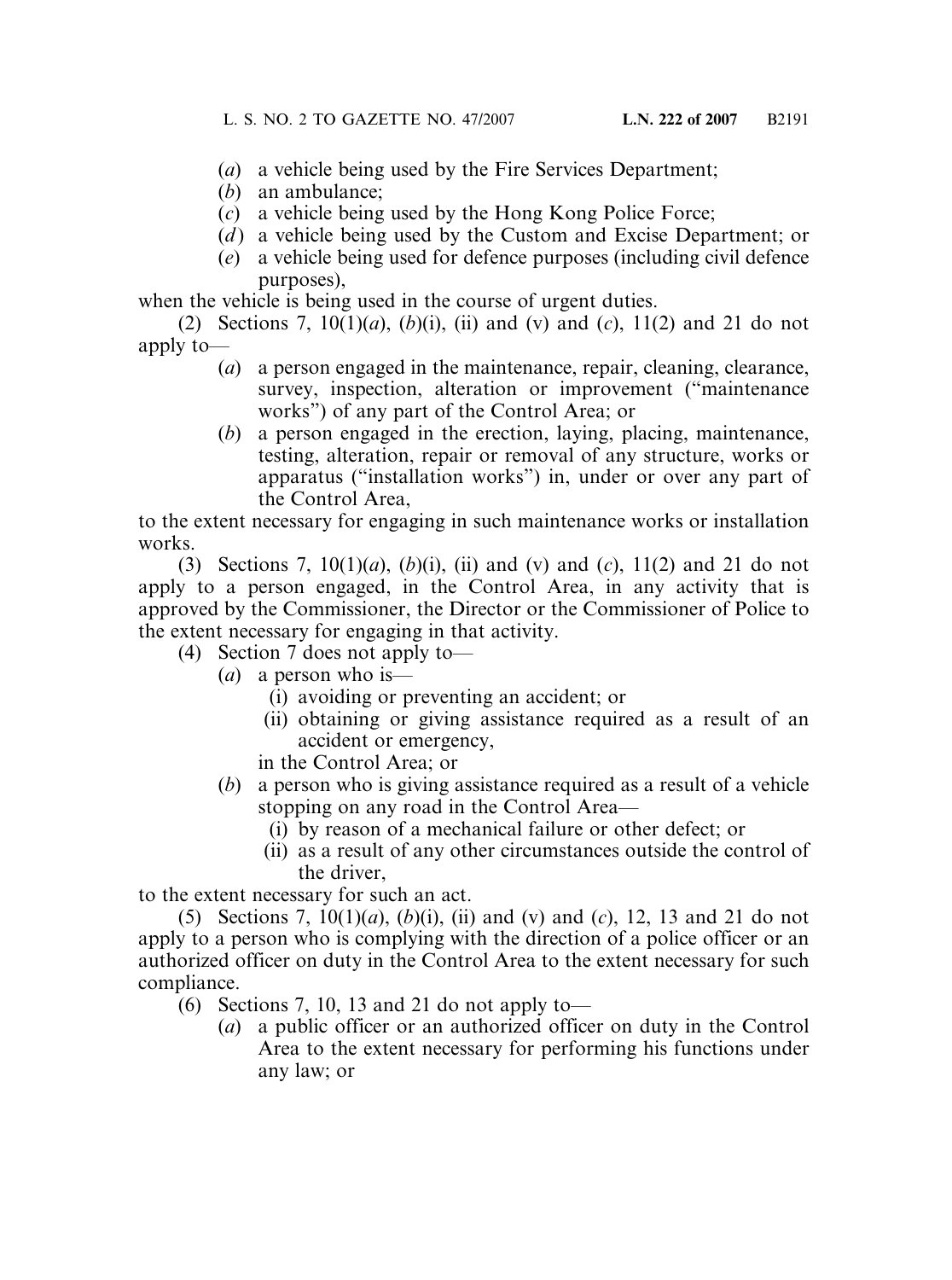(*a*) a vehicle being used by the Fire Services Department;

(*b*) an ambulance;

(*c*) a vehicle being used by the Hong Kong Police Force;

(*d*) a vehicle being used by the Custom and Excise Department; or

(*e*) a vehicle being used for defence purposes (including civil defence purposes),

when the vehicle is being used in the course of urgent duties.

(2) Sections 7, 10(1)(*a*), (*b*)(i), (ii) and (v) and (*c*), 11(2) and 21 do not apply to—

(*a*) a person engaged in the maintenance, repair, cleaning, clearance, survey, inspection, alteration or improvement ("maintenance works") of any part of the Control Area; or

(*b*) a person engaged in the erection, laying, placing, maintenance, testing, alteration, repair or removal of any structure, works or apparatus ("installation works") in, under or over any part of the Control Area,

to the extent necessary for engaging in such maintenance works or installation works.

(3) Sections 7, 10(1)(*a*), (*b*)(i), (ii) and (v) and (*c*), 11(2) and 21 do not apply to a person engaged, in the Control Area, in any activity that is approved by the Commissioner, the Director or the Commissioner of Police to the extent necessary for engaging in that activity.

(4) Section 7 does not apply to—

(*a*) a person who is—

(i) avoiding or preventing an accident; or

(ii) obtaining or giving assistance required as a result of an accident or emergency,

in the Control Area; or

(*b*) a person who is giving assistance required as a result of a vehicle stopping on any road in the Control Area—

(i) by reason of a mechanical failure or other defect; or

(ii) as a result of any other circumstances outside the control of the driver,

to the extent necessary for such an act.

(5) Sections 7, 10(1)(*a*), (*b*)(i), (ii) and (v) and (*c*), 12, 13 and 21 do not apply to a person who is complying with the direction of a police officer or an authorized officer on duty in the Control Area to the extent necessary for such compliance.

(6) Sections 7, 10, 13 and 21 do not apply to—

(*a*) a public officer or an authorized officer on duty in the Control Area to the extent necessary for performing his functions under any law; or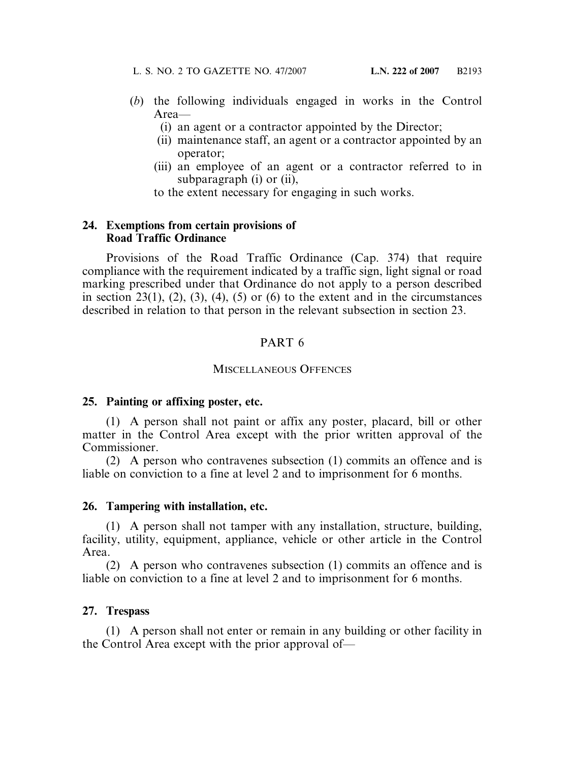(*b*) the following individuals engaged in works in the Control Area—

(i) an agent or a contractor appointed by the Director;

(ii) maintenance staff, an agent or a contractor appointed by an operator;

(iii) an employee of an agent or a contractor referred to in subparagraph (i) or (ii),

to the extent necessary for engaging in such works.

**24. Exemptions from certain provisions of Road Traffic Ordinance**

Provisions of the Road Traffic Ordinance (Cap. 374) that require compliance with the requirement indicated by a traffic sign, light signal or road marking prescribed under that Ordinance do not apply to a person described in section 23(1), (2), (3), (4), (5) or (6) to the extent and in the circumstances described in relation to that person in the relevant subsection in section 23.

## PART 6

### MISCELLANEOUS OFFENCES

**25. Painting or affixing poster, etc.**

(1) A person shall not paint or affix any poster, placard, bill or other matter in the Control Area except with the prior written approval of the Commissioner.

(2) A person who contravenes subsection (1) commits an offence and is liable on conviction to a fine at level 2 and to imprisonment for 6 months.

**26. Tampering with installation, etc.**

(1) A person shall not tamper with any installation, structure, building, facility, utility, equipment, appliance, vehicle or other article in the Control Area.

(2) A person who contravenes subsection (1) commits an offence and is liable on conviction to a fine at level 2 and to imprisonment for 6 months.

**27. Trespass**

(1) A person shall not enter or remain in any building or other facility in the Control Area except with the prior approval of—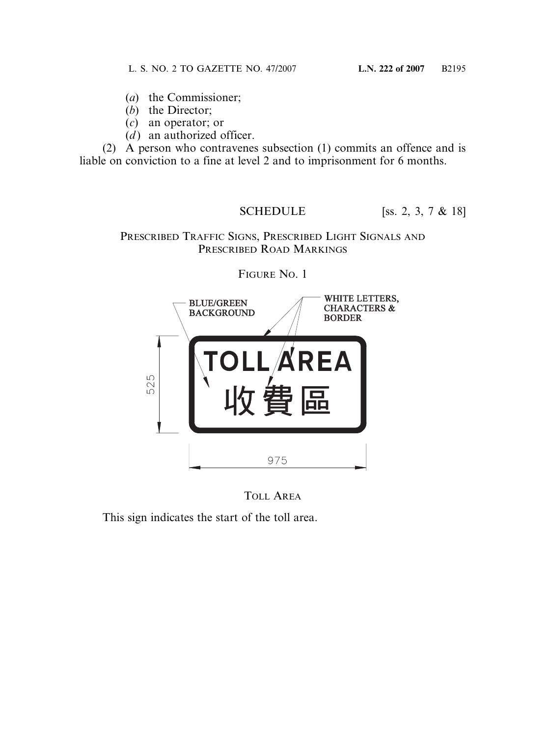(a) the Commissioner;
(b) the Director;
(c) an operator; or
(d) an authorized officer.

(2) A person who contravenes subsection (1) commits an offence and is liable on conviction to a fine at level 2 and to imprisonment for 6 months.

## SCHEDULE [ss. 2, 3, 7 & 18]

### PRESCRIBED TRAFFIC SIGNS, PRESCRIBED LIGHT SIGNALS AND PRESCRIBED ROAD MARKINGS

FIGURE NO. 1

BLUE/GREEN BACKGROUND

WHITE LETTERS, CHARACTERS & BORDER

TOLL AREA
收費區

525

975

TOLL AREA

This sign indicates the start of the toll area.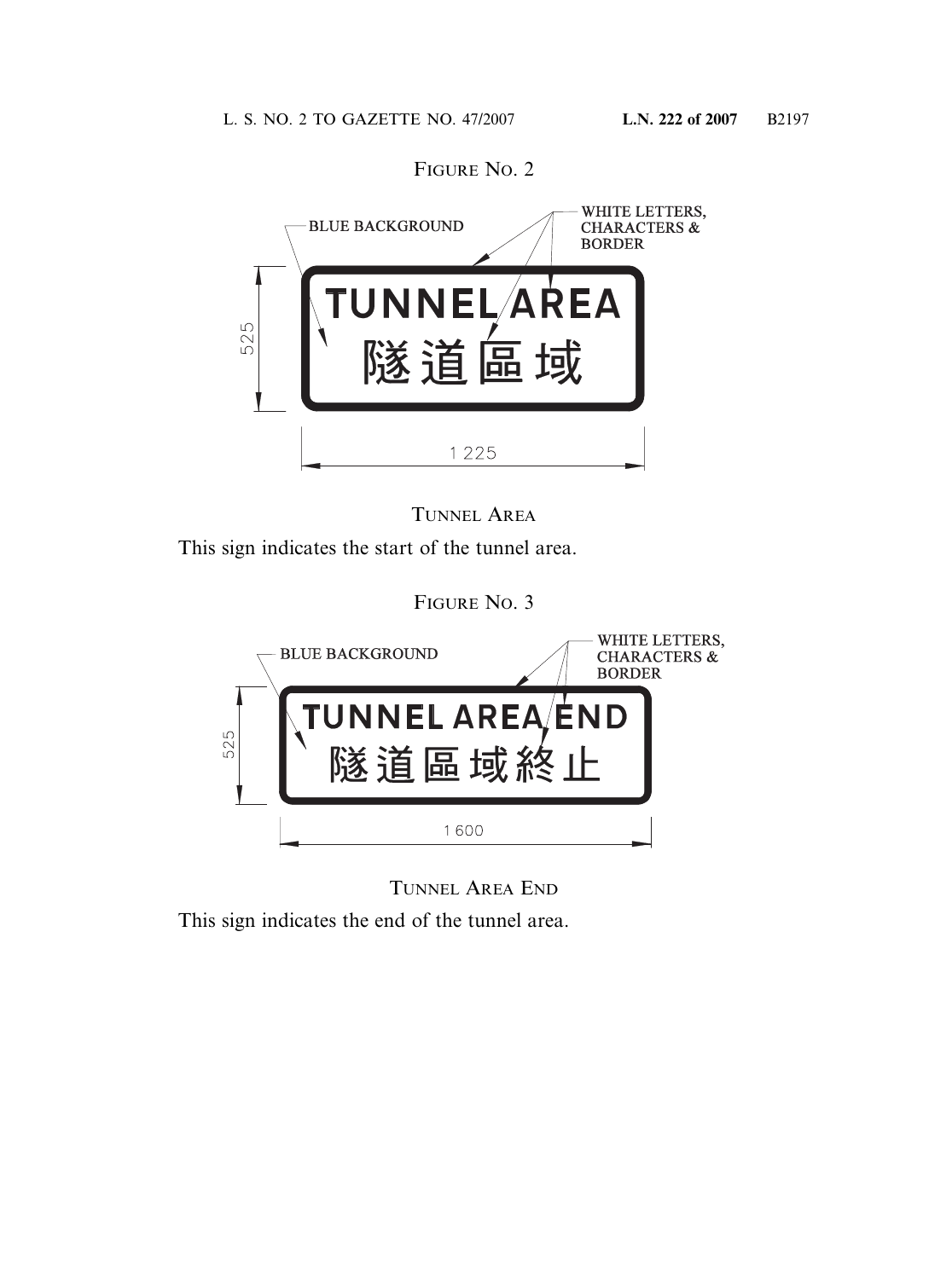FIGURE NO. 2

BLUE BACKGROUND

WHITE LETTERS, CHARACTERS & BORDER

TUNNEL AREA
隧道區域

525

1 225

TUNNEL AREA

This sign indicates the start of the tunnel area.

FIGURE NO. 3

BLUE BACKGROUND

WHITE LETTERS, CHARACTERS & BORDER

TUNNEL AREA END
隧道區域終止

525

1 600

TUNNEL AREA END

This sign indicates the end of the tunnel area.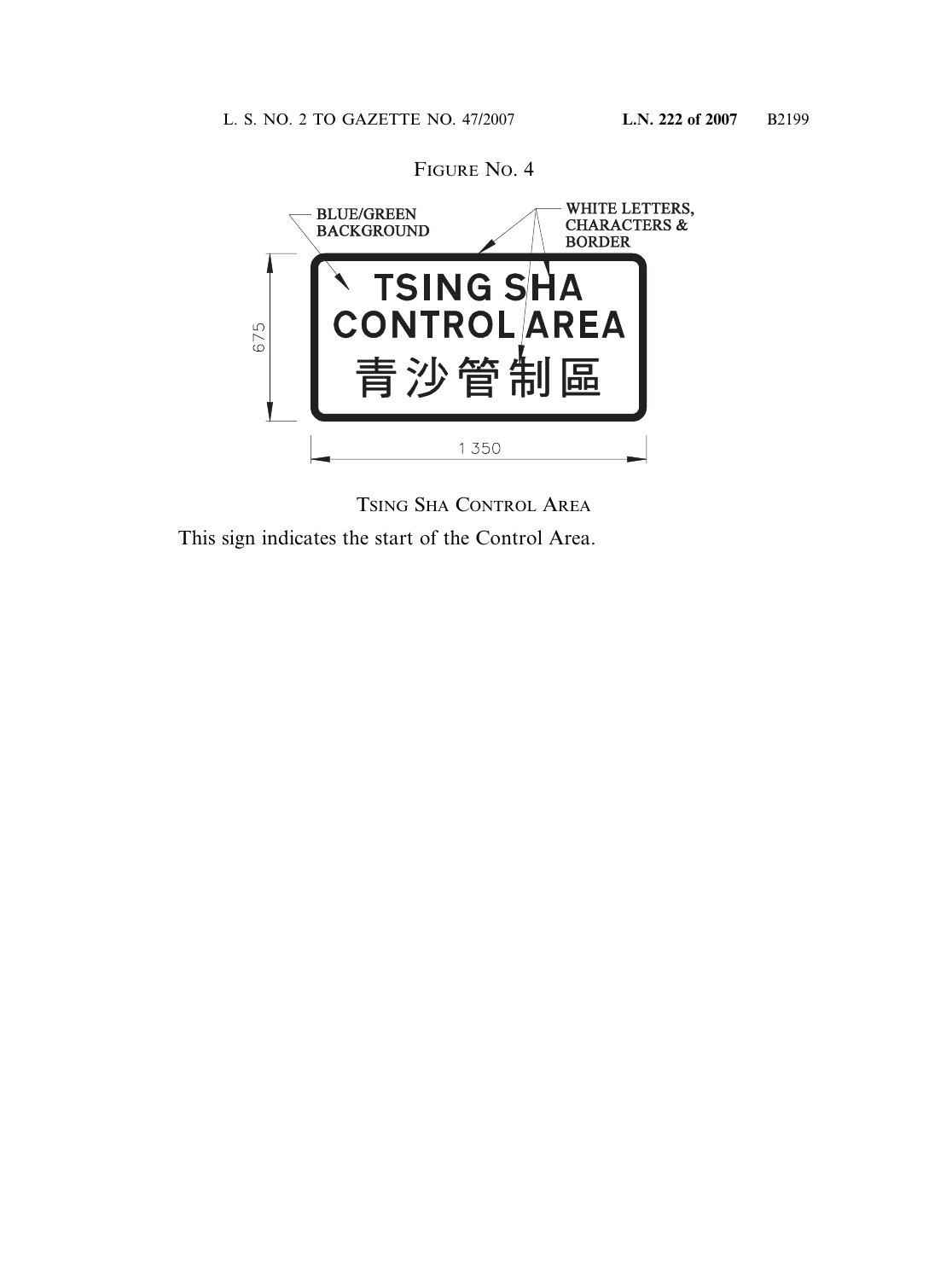FIGURE NO. 4

BLUE/GREEN BACKGROUND

WHITE LETTERS, CHARACTERS & BORDER

TSING SHA CONTROL AREA

青沙管制區

675

1 350

TSING SHA CONTROL AREA

This sign indicates the start of the Control Area.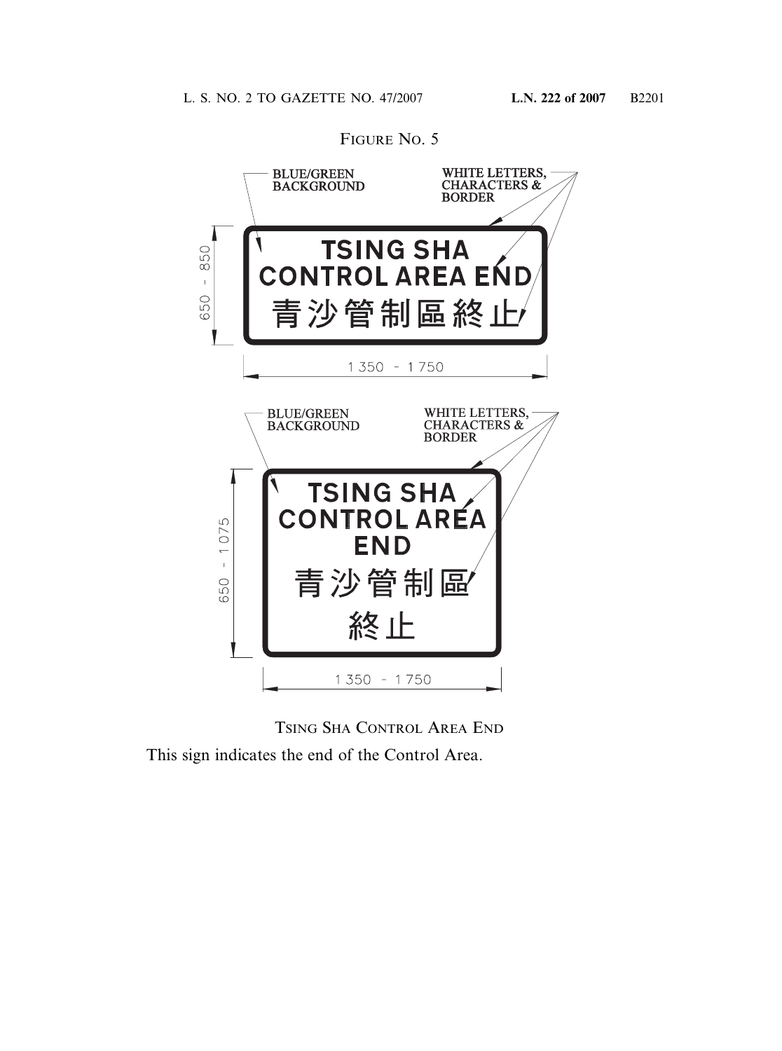FIGURE NO. 5

BLUE/GREEN BACKGROUND

WHITE LETTERS, CHARACTERS & BORDER

TSING SHA
CONTROL AREA END
青沙管制區終止

650 - 850

1 350 - 1 750

BLUE/GREEN BACKGROUND

WHITE LETTERS, CHARACTERS & BORDER

TSING SHA
CONTROL AREA
END
青沙管制區
終止

650 - 1 075

1 350 - 1 750

TSING SHA CONTROL AREA END

This sign indicates the end of the Control Area.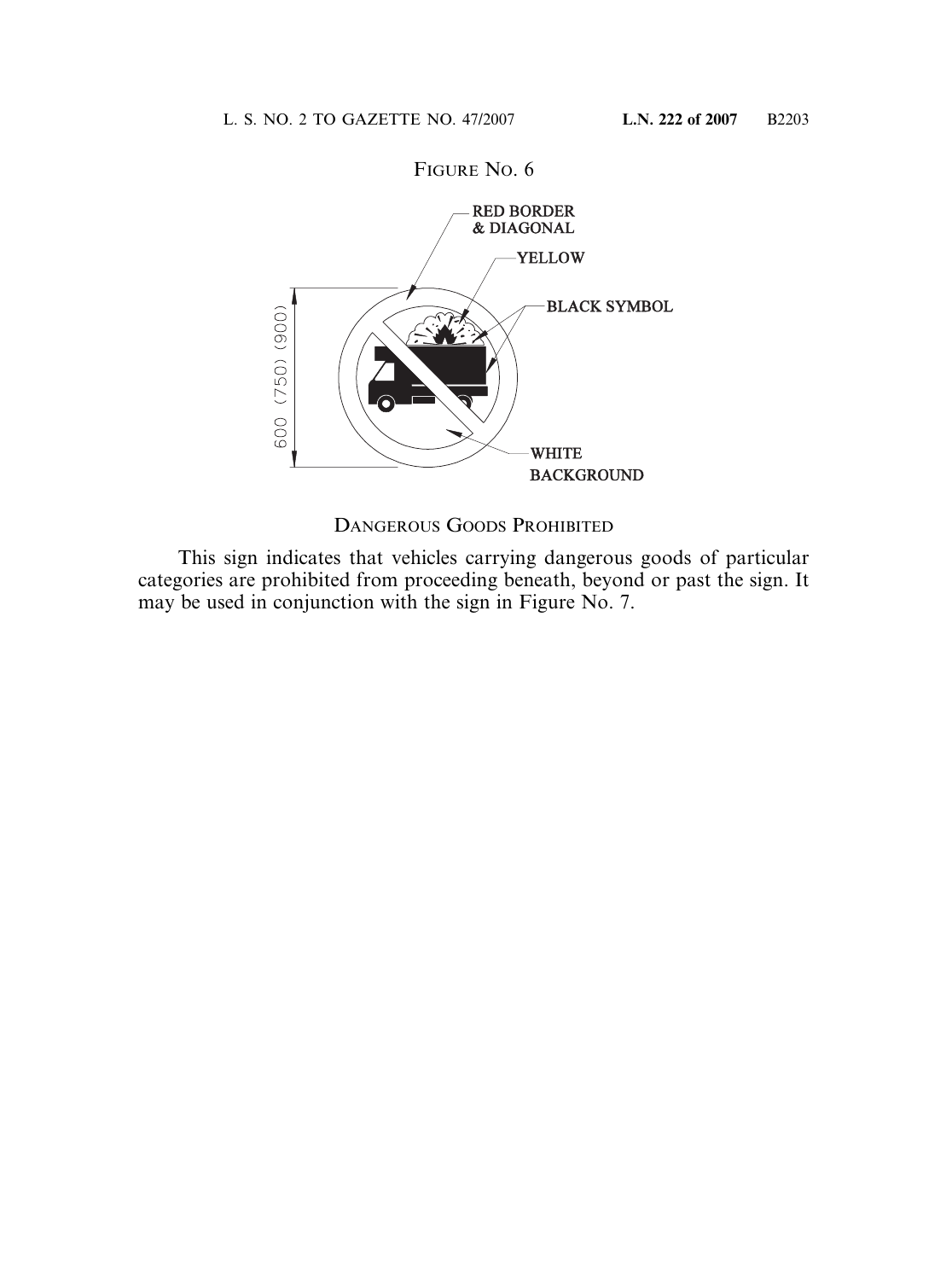FIGURE NO. 6

RED BORDER & DIAGONAL

YELLOW

BLACK SYMBOL

600 (750) (900)

WHITE BACKGROUND

DANGEROUS GOODS PROHIBITED

This sign indicates that vehicles carrying dangerous goods of particular categories are prohibited from proceeding beneath, beyond or past the sign. It may be used in conjunction with the sign in Figure No. 7.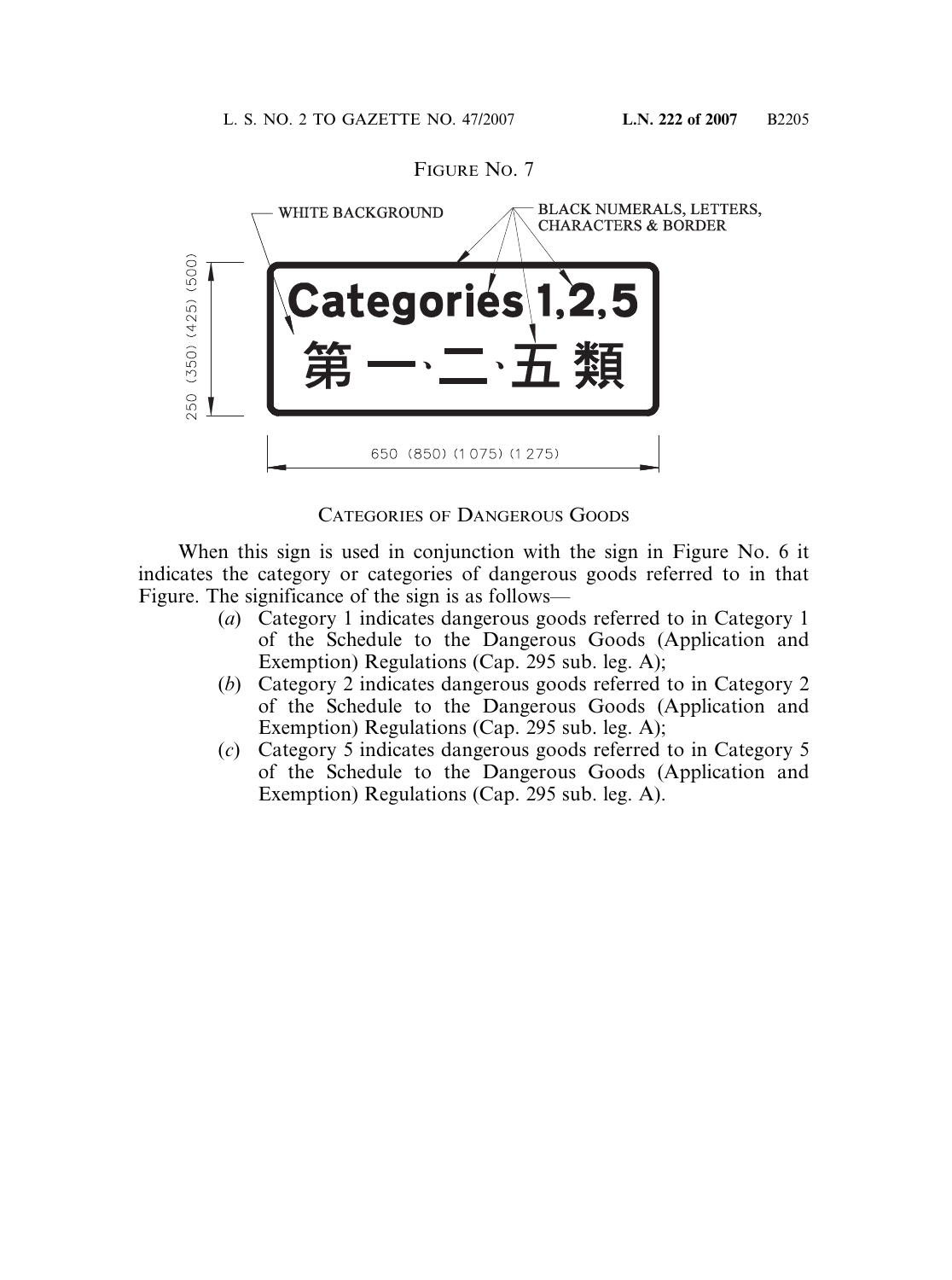FIGURE NO. 7

WHITE BACKGROUND

BLACK NUMERALS, LETTERS, CHARACTERS & BORDER

Categories 1,2,5

第 一、二、五 類

250 (350) (425) (500)

650 (850) (1 075) (1 275)

CATEGORIES OF DANGEROUS GOODS

When this sign is used in conjunction with the sign in Figure No. 6 it indicates the category or categories of dangerous goods referred to in that Figure. The significance of the sign is as follows—

(*a*) Category 1 indicates dangerous goods referred to in Category 1 of the Schedule to the Dangerous Goods (Application and Exemption) Regulations (Cap. 295 sub. leg. A);

(*b*) Category 2 indicates dangerous goods referred to in Category 2 of the Schedule to the Dangerous Goods (Application and Exemption) Regulations (Cap. 295 sub. leg. A);

(*c*) Category 5 indicates dangerous goods referred to in Category 5 of the Schedule to the Dangerous Goods (Application and Exemption) Regulations (Cap. 295 sub. leg. A).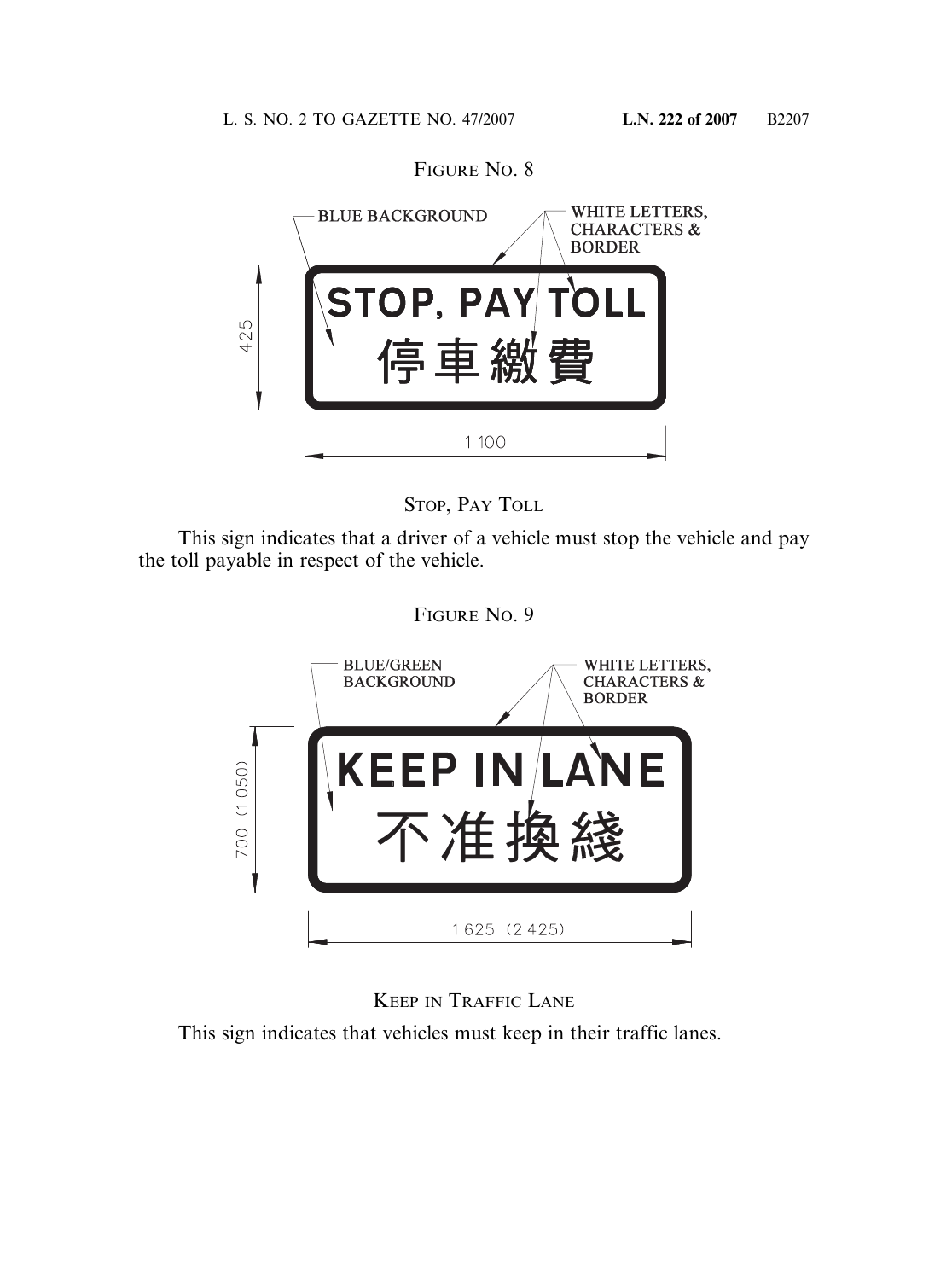FIGURE NO. 8

BLUE BACKGROUND

WHITE LETTERS, CHARACTERS & BORDER

STOP, PAY TOLL

停車繳費

425

1 100

STOP, PAY TOLL

This sign indicates that a driver of a vehicle must stop the vehicle and pay the toll payable in respect of the vehicle.

FIGURE NO. 9

BLUE/GREEN BACKGROUND

WHITE LETTERS, CHARACTERS & BORDER

KEEP IN LANE

不准換綫

700 (1 050)

1 625 (2 425)

KEEP IN TRAFFIC LANE

This sign indicates that vehicles must keep in their traffic lanes.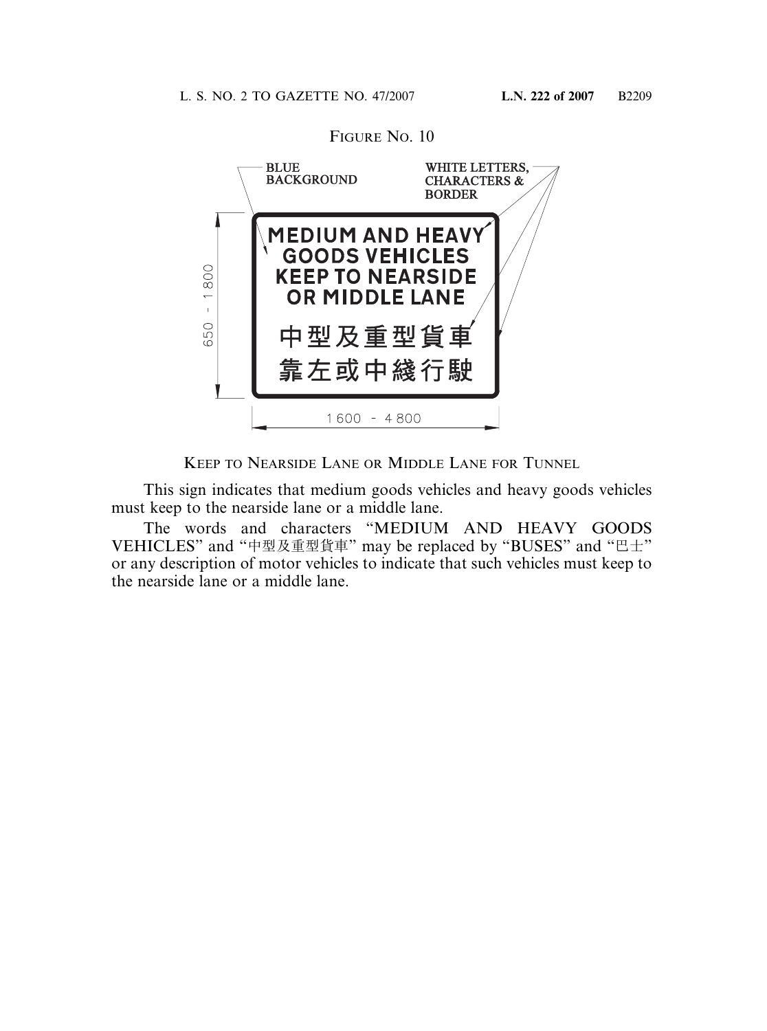FIGURE NO. 10

BLUE BACKGROUND

WHITE LETTERS, CHARACTERS & BORDER

MEDIUM AND HEAVY GOODS VEHICLES KEEP TO NEARSIDE OR MIDDLE LANE

中型及重型貨車
靠左或中綫行駛

650 - 1800

1600 - 4800

KEEP TO NEARSIDE LANE OR MIDDLE LANE FOR TUNNEL

This sign indicates that medium goods vehicles and heavy goods vehicles must keep to the nearside lane or a middle lane.

The words and characters "MEDIUM AND HEAVY GOODS VEHICLES" and "中型及重型貨車" may be replaced by "BUSES" and "巴士" or any description of motor vehicles to indicate that such vehicles must keep to the nearside lane or a middle lane.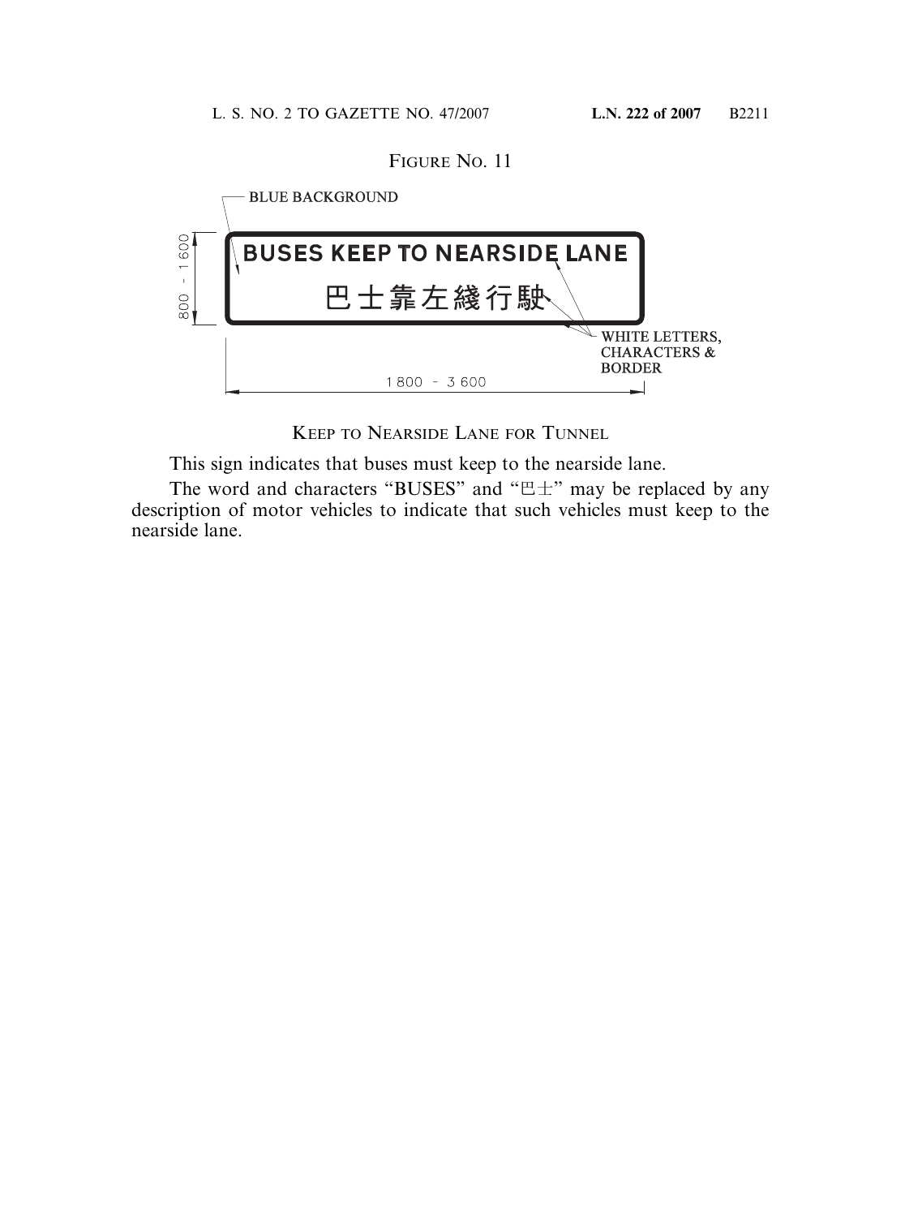FIGURE NO. 11

BLUE BACKGROUND

BUSES KEEP TO NEARSIDE LANE

巴士靠左綫行駛

WHITE LETTERS, CHARACTERS & BORDER

800 - 1600

1 800 - 3 600

KEEP TO NEARSIDE LANE FOR TUNNEL

This sign indicates that buses must keep to the nearside lane.

The word and characters "BUSES" and "巴士" may be replaced by any description of motor vehicles to indicate that such vehicles must keep to the nearside lane.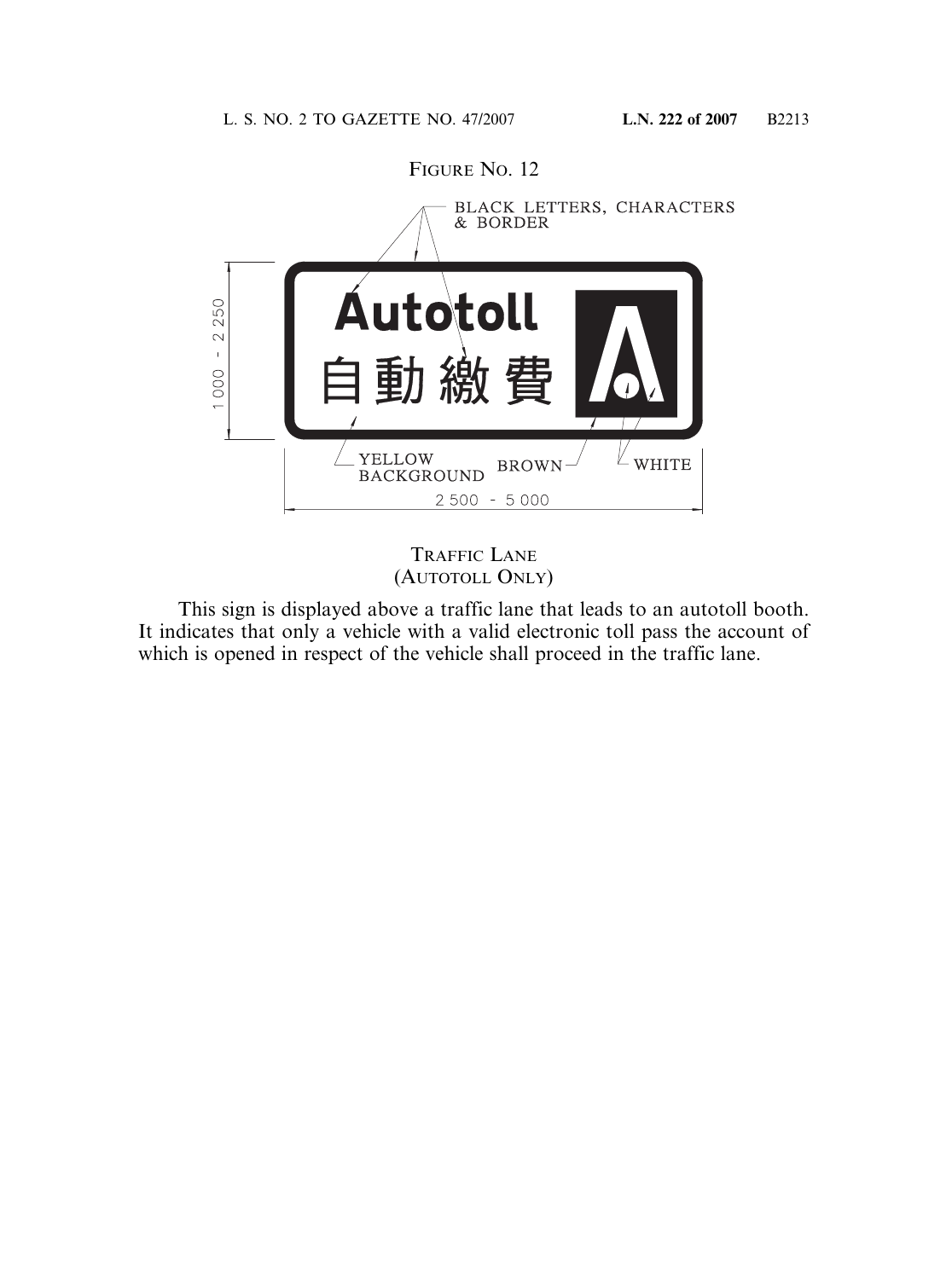FIGURE NO. 12

BLACK LETTERS, CHARACTERS & BORDER

1 000 - 2 250

Autotoll

自動繳費

YELLOW BACKGROUND

BROWN

WHITE

2 500 - 5 000

TRAFFIC LANE
(AUTOTOLL ONLY)

This sign is displayed above a traffic lane that leads to an autotoll booth. It indicates that only a vehicle with a valid electronic toll pass the account of which is opened in respect of the vehicle shall proceed in the traffic lane.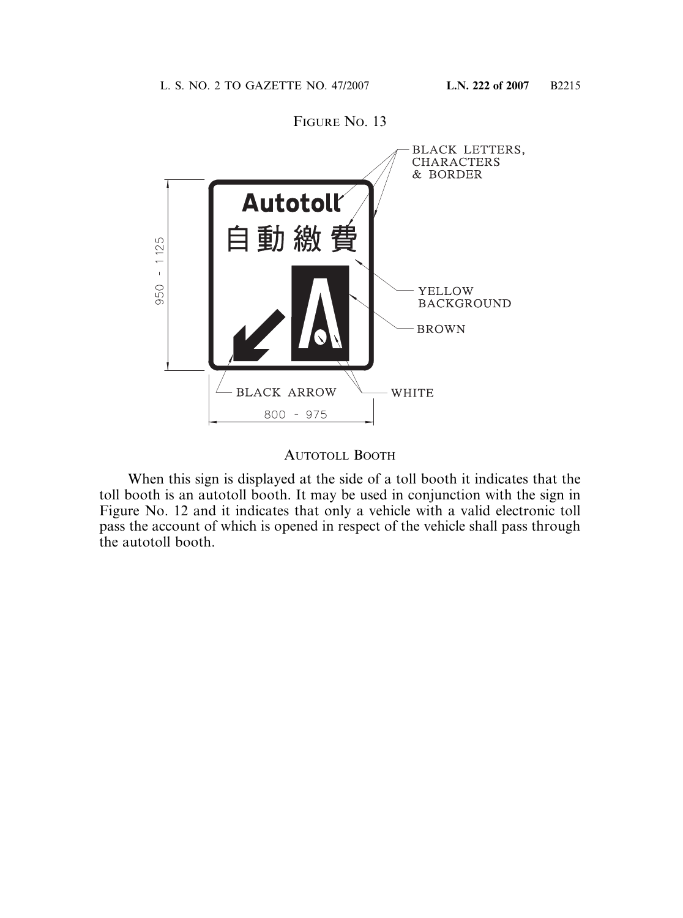FIGURE NO. 13

BLACK LETTERS, CHARACTERS & BORDER

Autotoll

自動繳費

YELLOW BACKGROUND

BROWN

BLACK ARROW

WHITE

950 - 1125

800 - 975

AUTOTOLL BOOTH

When this sign is displayed at the side of a toll booth it indicates that the toll booth is an autotoll booth. It may be used in conjunction with the sign in Figure No. 12 and it indicates that only a vehicle with a valid electronic toll pass the account of which is opened in respect of the vehicle shall pass through the autotoll booth.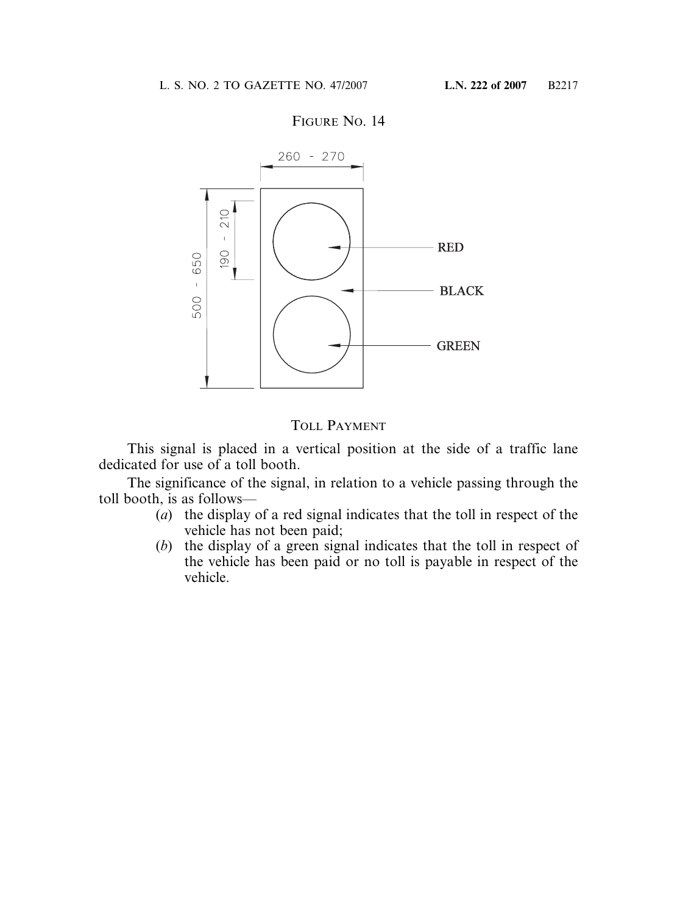FIGURE NO. 14

TOLL PAYMENT

This signal is placed in a vertical position at the side of a traffic lane dedicated for use of a toll booth.

The significance of the signal, in relation to a vehicle passing through the toll booth, is as follows—

(*a*) the display of a red signal indicates that the toll in respect of the vehicle has not been paid;

(*b*) the display of a green signal indicates that the toll in respect of the vehicle has been paid or no toll is payable in respect of the vehicle.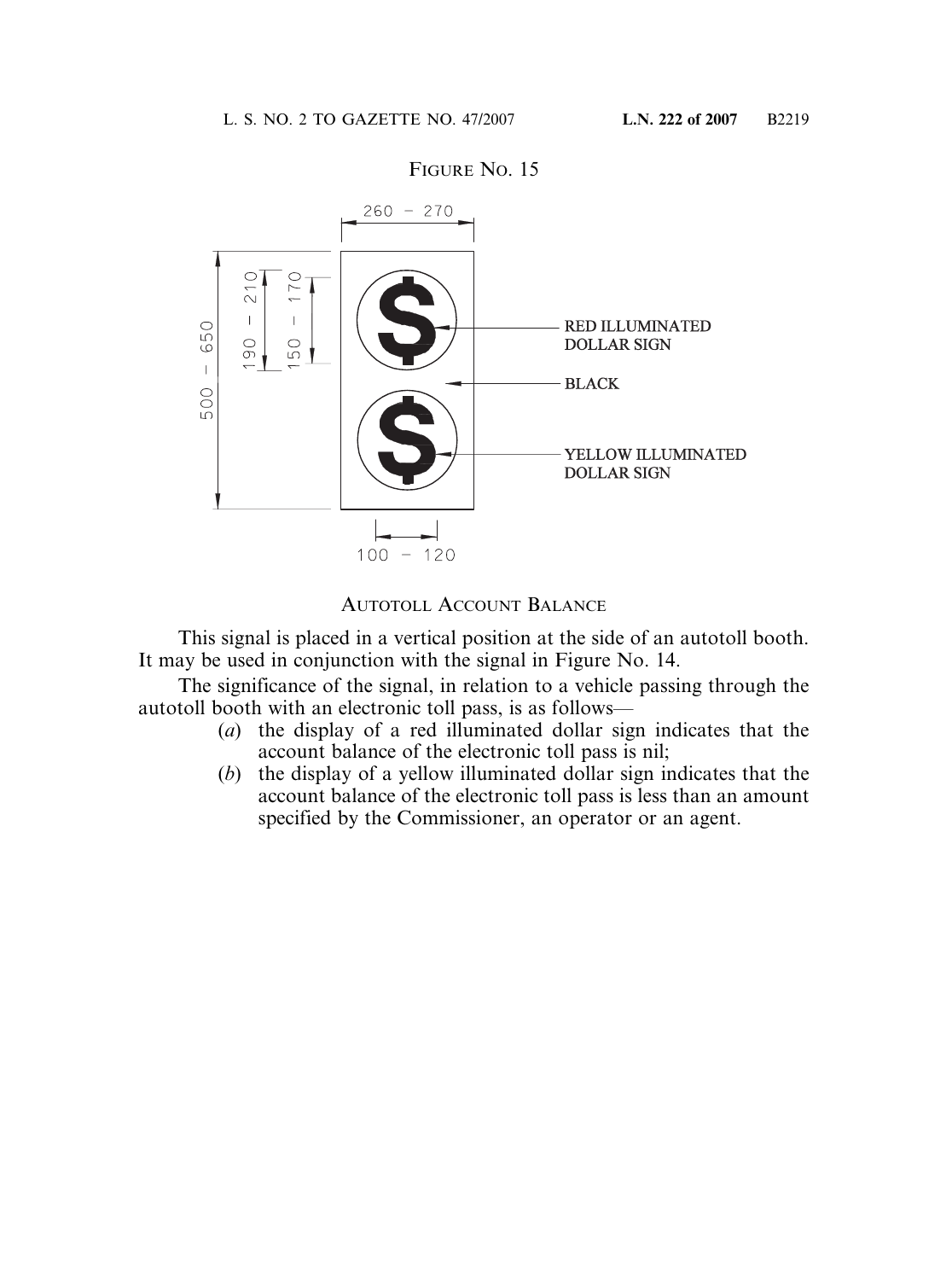FIGURE NO. 15

260 – 270

500 – 650

190 – 210

150 – 170

RED ILLUMINATED DOLLAR SIGN

BLACK

YELLOW ILLUMINATED DOLLAR SIGN

100 – 120

AUTOTOLL ACCOUNT BALANCE

This signal is placed in a vertical position at the side of an autotoll booth. It may be used in conjunction with the signal in Figure No. 14.

The significance of the signal, in relation to a vehicle passing through the autotoll booth with an electronic toll pass, is as follows—

(*a*) the display of a red illuminated dollar sign indicates that the account balance of the electronic toll pass is nil;

(*b*) the display of a yellow illuminated dollar sign indicates that the account balance of the electronic toll pass is less than an amount specified by the Commissioner, an operator or an agent.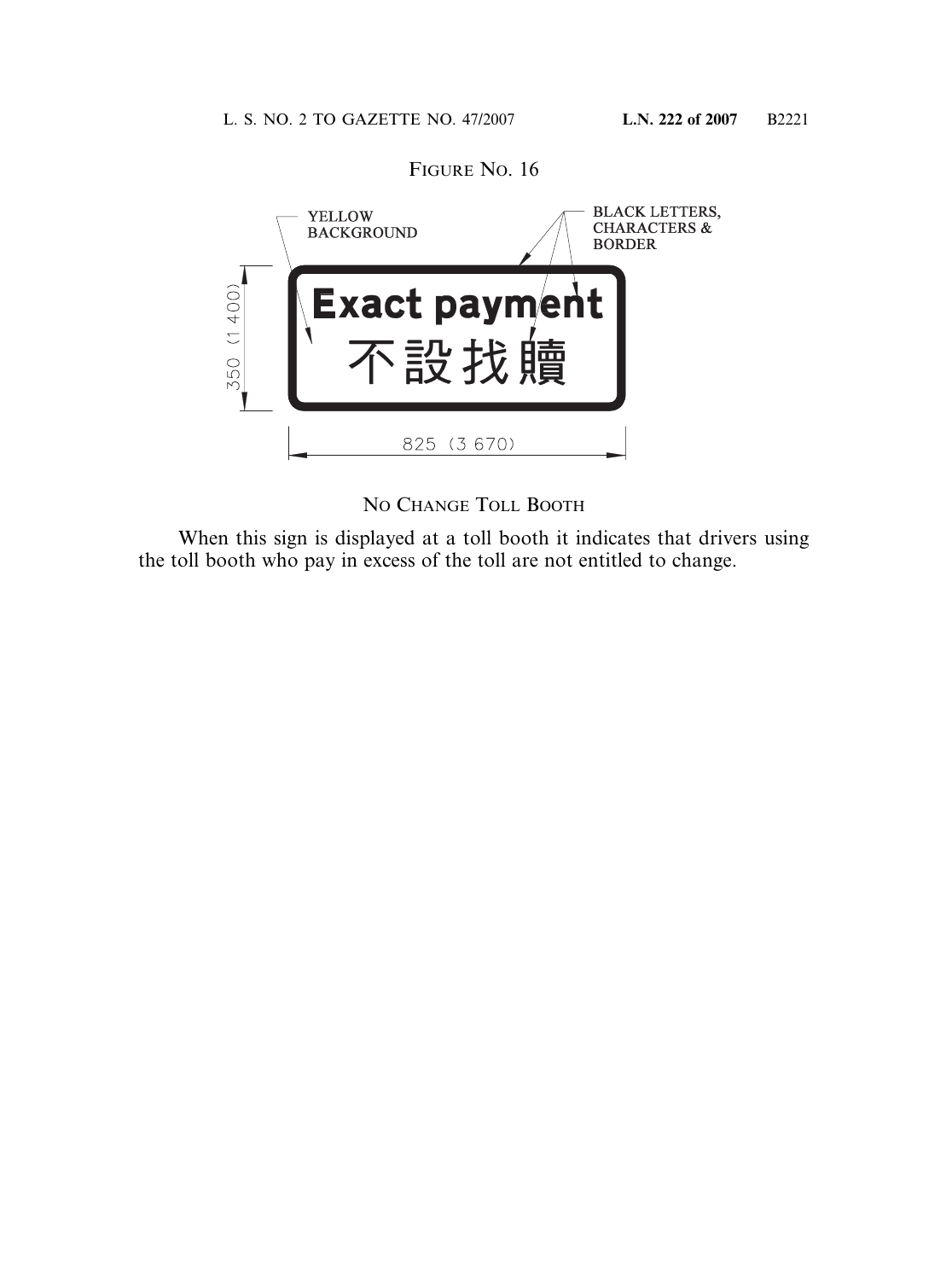FIGURE NO. 16

YELLOW BACKGROUND

BLACK LETTERS, CHARACTERS & BORDER

**Exact payment**

不設找贖

350 (1 400)

825 (3 670)

NO CHANGE TOLL BOOTH

When this sign is displayed at a toll booth it indicates that drivers using the toll booth who pay in excess of the toll are not entitled to change.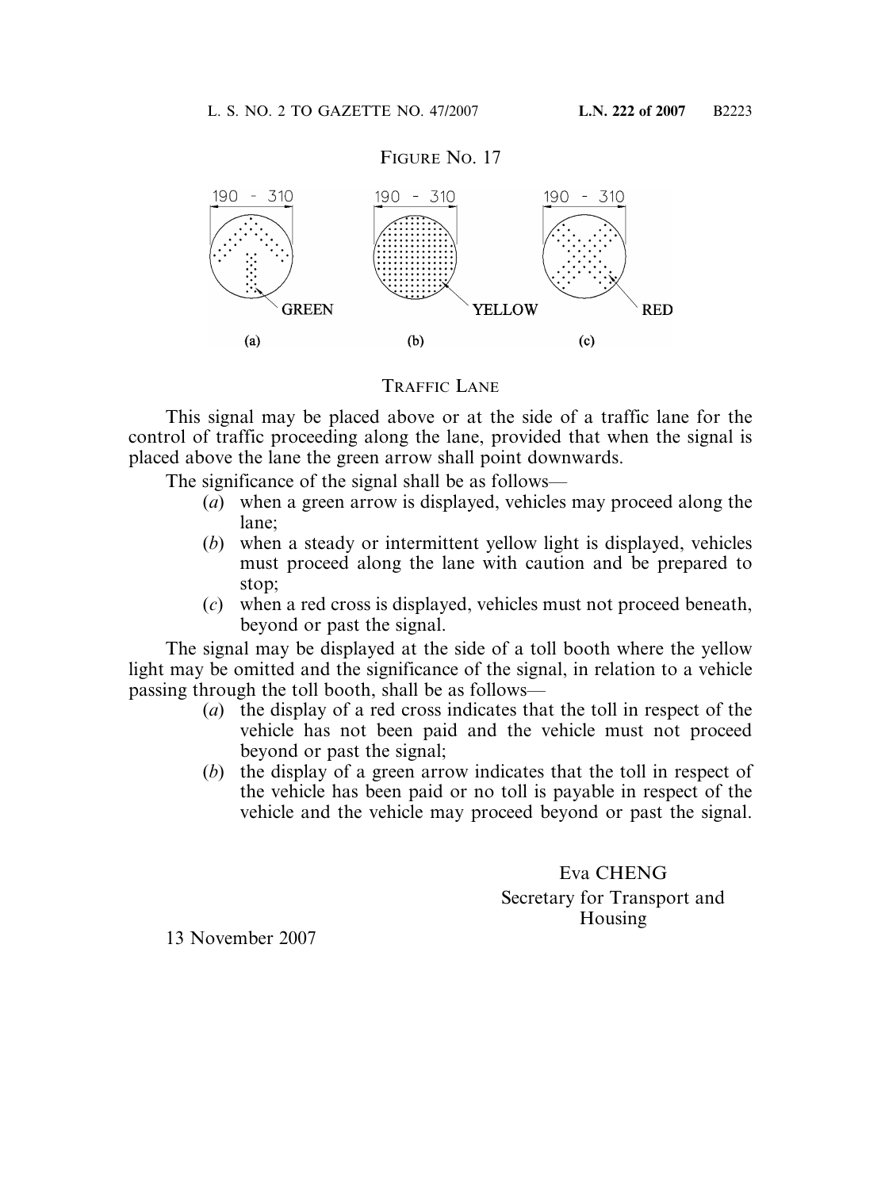FIGURE NO. 17

190 - 310 GREEN (a)

190 - 310 YELLOW (b)

190 - 310 RED (c)

TRAFFIC LANE

This signal may be placed above or at the side of a traffic lane for the control of traffic proceeding along the lane, provided that when the signal is placed above the lane the green arrow shall point downwards.

The significance of the signal shall be as follows—

(*a*) when a green arrow is displayed, vehicles may proceed along the lane;

(*b*) when a steady or intermittent yellow light is displayed, vehicles must proceed along the lane with caution and be prepared to stop;

(*c*) when a red cross is displayed, vehicles must not proceed beneath, beyond or past the signal.

The signal may be displayed at the side of a toll booth where the yellow light may be omitted and the significance of the signal, in relation to a vehicle passing through the toll booth, shall be as follows—

(*a*) the display of a red cross indicates that the toll in respect of the vehicle has not been paid and the vehicle must not proceed beyond or past the signal;

(*b*) the display of a green arrow indicates that the toll in respect of the vehicle has been paid or no toll is payable in respect of the vehicle and the vehicle may proceed beyond or past the signal.

Eva CHENG
Secretary for Transport and Housing

13 November 2007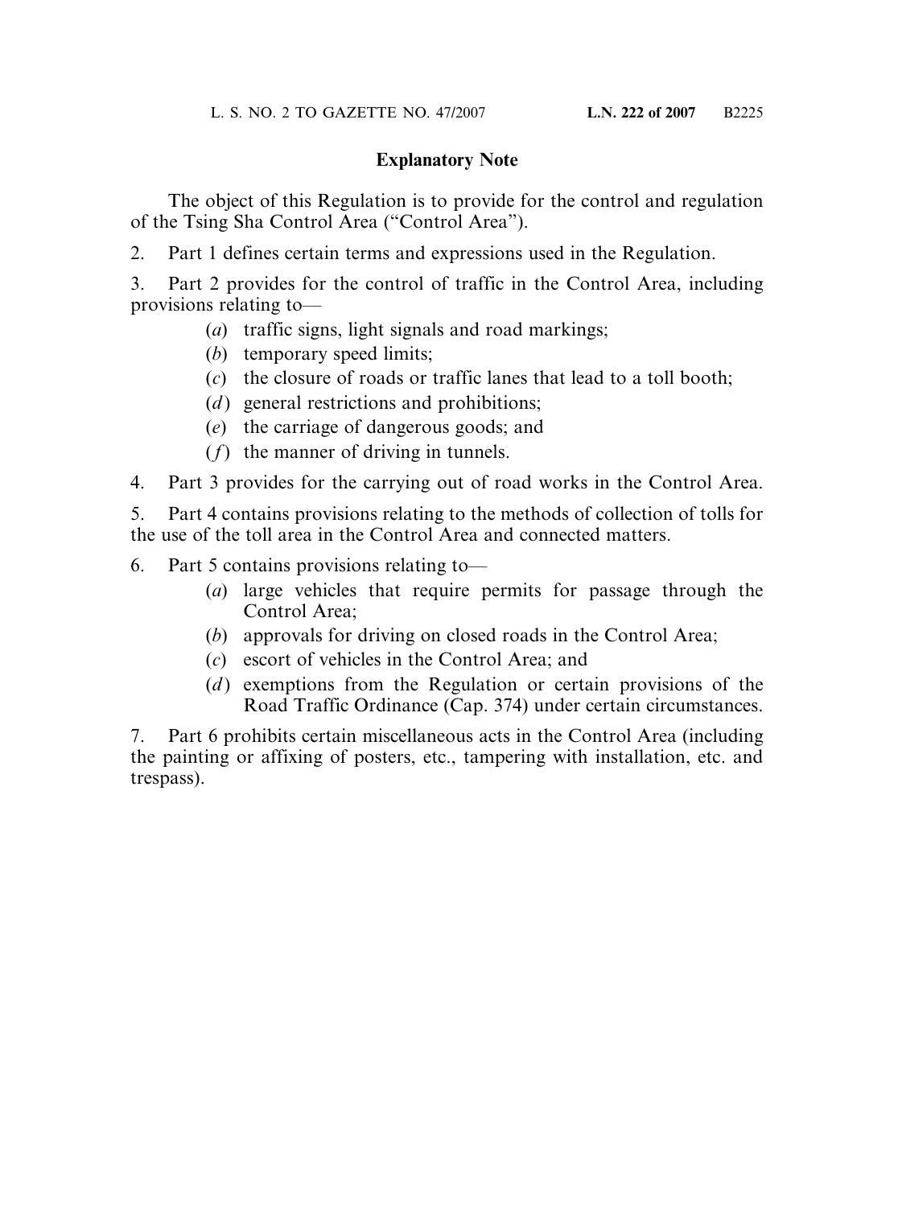## Explanatory Note

The object of this Regulation is to provide for the control and regulation of the Tsing Sha Control Area ("Control Area").

2. Part 1 defines certain terms and expressions used in the Regulation.

3. Part 2 provides for the control of traffic in the Control Area, including provisions relating to—

- (*a*) traffic signs, light signals and road markings;
- (*b*) temporary speed limits;
- (*c*) the closure of roads or traffic lanes that lead to a toll booth;
- (*d*) general restrictions and prohibitions;
- (*e*) the carriage of dangerous goods; and
- (*f*) the manner of driving in tunnels.

4. Part 3 provides for the carrying out of road works in the Control Area.

5. Part 4 contains provisions relating to the methods of collection of tolls for the use of the toll area in the Control Area and connected matters.

6. Part 5 contains provisions relating to—

- (*a*) large vehicles that require permits for passage through the Control Area;
- (*b*) approvals for driving on closed roads in the Control Area;
- (*c*) escort of vehicles in the Control Area; and
- (*d*) exemptions from the Regulation or certain provisions of the Road Traffic Ordinance (Cap. 374) under certain circumstances.

7. Part 6 prohibits certain miscellaneous acts in the Control Area (including the painting or affixing of posters, etc., tampering with installation, etc. and trespass).